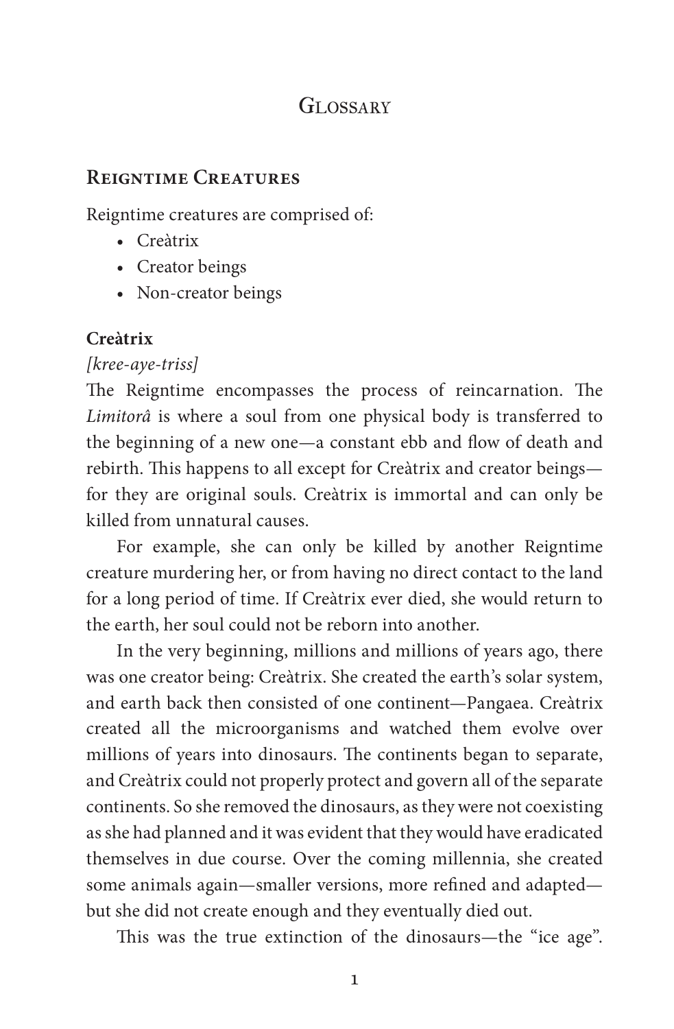# Glossary

## Reigntime Creatures

Reigntime creatures are comprised of:

- Creàtrix
- Creator beings
- Non-creator beings

### Creàtrix

*[kree-aye-triss]*

The Reigntime encompasses the process of reincarnation. The *Limitorâ* is where a soul from one physical body is transferred to the beginning of a new one—a constant ebb and flow of death and rebirth. This happens to all except for Creàtrix and creator beings—for they are original souls. Creàtrix is immortal and can only be killed from unnatural causes.

For example, she can only be killed by another Reigntime creature murdering her, or from having no direct contact to the land for a long period of time. If Creàtrix ever died, she would return to the earth, her soul could not be reborn into another.

In the very beginning, millions and millions of years ago, there was one creator being: Creàtrix. She created the earth's solar system, and earth back then consisted of one continent—Pangaea. Creàtrix created all the microorganisms and watched them evolve over millions of years into dinosaurs. The continents began to separate, and Creàtrix could not properly protect and govern all of the separate continents. So she removed the dinosaurs, as they were not coexisting as she had planned and it was evident that they would have eradicated themselves in due course. Over the coming millennia, she created some animals again—smaller versions, more refined and adapted—but she did not create enough and they eventually died out.

This was the true extinction of the dinosaurs—the "ice age".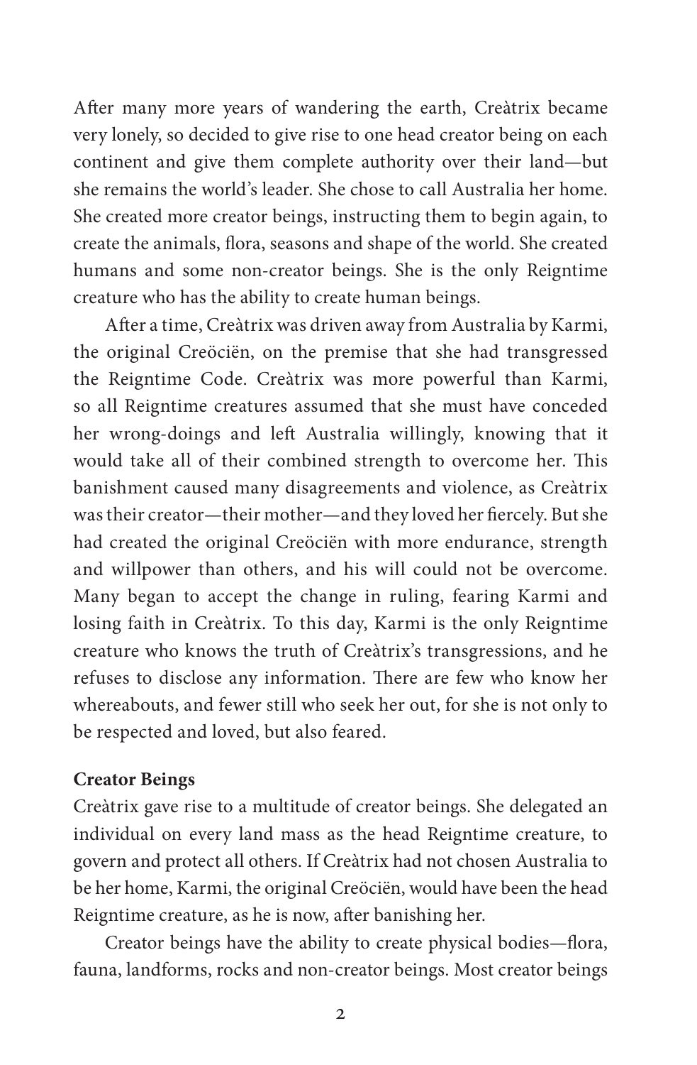After many more years of wandering the earth, Creàtrix became very lonely, so decided to give rise to one head creator being on each continent and give them complete authority over their land—but she remains the world's leader. She chose to call Australia her home. She created more creator beings, instructing them to begin again, to create the animals, flora, seasons and shape of the world. She created humans and some non-creator beings. She is the only Reigntime creature who has the ability to create human beings.

After a time, Creàtrix was driven away from Australia by Karmi, the original Creöciën, on the premise that she had transgressed the Reigntime Code. Creàtrix was more powerful than Karmi, so all Reigntime creatures assumed that she must have conceded her wrong-doings and left Australia willingly, knowing that it would take all of their combined strength to overcome her. This banishment caused many disagreements and violence, as Creàtrix was their creator—their mother—and they loved her fiercely. But she had created the original Creöciën with more endurance, strength and willpower than others, and his will could not be overcome. Many began to accept the change in ruling, fearing Karmi and losing faith in Creàtrix. To this day, Karmi is the only Reigntime creature who knows the truth of Creàtrix's transgressions, and he refuses to disclose any information. There are few who know her whereabouts, and fewer still who seek her out, for she is not only to be respected and loved, but also feared.

**Creator Beings**

Creàtrix gave rise to a multitude of creator beings. She delegated an individual on every land mass as the head Reigntime creature, to govern and protect all others. If Creàtrix had not chosen Australia to be her home, Karmi, the original Creöciën, would have been the head Reigntime creature, as he is now, after banishing her.

Creator beings have the ability to create physical bodies—flora, fauna, landforms, rocks and non-creator beings. Most creator beings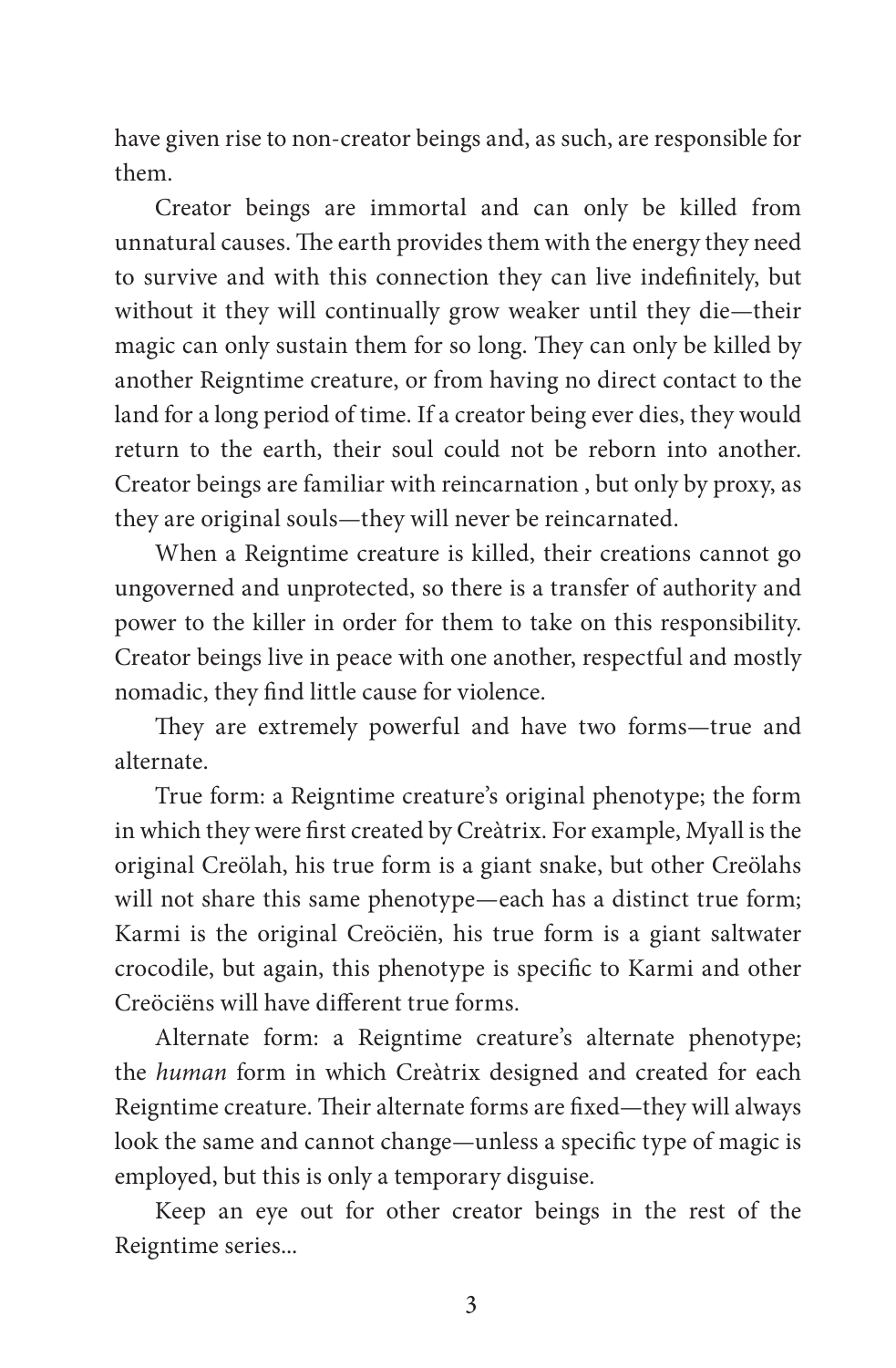have given rise to non-creator beings and, as such, are responsible for them.

Creator beings are immortal and can only be killed from unnatural causes. The earth provides them with the energy they need to survive and with this connection they can live indefinitely, but without it they will continually grow weaker until they die—their magic can only sustain them for so long. They can only be killed by another Reigntime creature, or from having no direct contact to the land for a long period of time. If a creator being ever dies, they would return to the earth, their soul could not be reborn into another. Creator beings are familiar with reincarnation , but only by proxy, as they are original souls—they will never be reincarnated.

When a Reigntime creature is killed, their creations cannot go ungoverned and unprotected, so there is a transfer of authority and power to the killer in order for them to take on this responsibility. Creator beings live in peace with one another, respectful and mostly nomadic, they find little cause for violence.

They are extremely powerful and have two forms—true and alternate.

True form: a Reigntime creature's original phenotype; the form in which they were first created by Creàtrix. For example, Myall is the original Creölah, his true form is a giant snake, but other Creölahs will not share this same phenotype—each has a distinct true form; Karmi is the original Creöciën, his true form is a giant saltwater crocodile, but again, this phenotype is specific to Karmi and other Creöciëns will have different true forms.

Alternate form: a Reigntime creature's alternate phenotype; the *human* form in which Creàtrix designed and created for each Reigntime creature. Their alternate forms are fixed—they will always look the same and cannot change—unless a specific type of magic is employed, but this is only a temporary disguise.

Keep an eye out for other creator beings in the rest of the Reigntime series...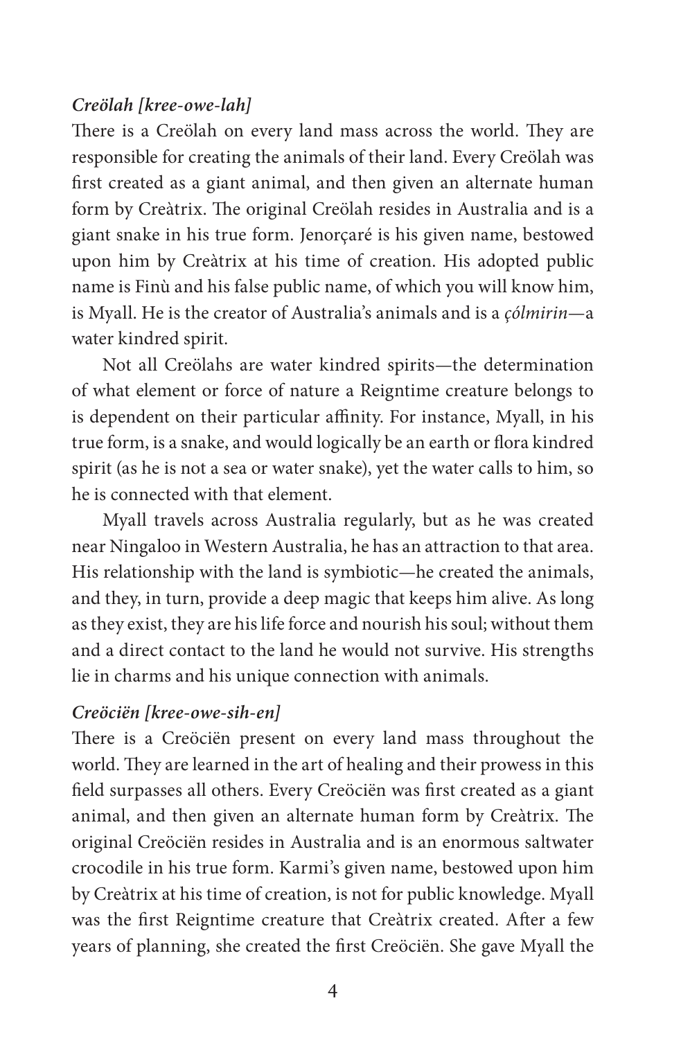***Creölah [kree-owe-lah]***

There is a Creölah on every land mass across the world. They are responsible for creating the animals of their land. Every Creölah was first created as a giant animal, and then given an alternate human form by Creàtrix. The original Creölah resides in Australia and is a giant snake in his true form. Jenorçaré is his given name, bestowed upon him by Creàtrix at his time of creation. His adopted public name is Finù and his false public name, of which you will know him, is Myall. He is the creator of Australia's animals and is a *çólmirin*—a water kindred spirit.

Not all Creölahs are water kindred spirits—the determination of what element or force of nature a Reigntime creature belongs to is dependent on their particular affinity. For instance, Myall, in his true form, is a snake, and would logically be an earth or flora kindred spirit (as he is not a sea or water snake), yet the water calls to him, so he is connected with that element.

Myall travels across Australia regularly, but as he was created near Ningaloo in Western Australia, he has an attraction to that area. His relationship with the land is symbiotic—he created the animals, and they, in turn, provide a deep magic that keeps him alive. As long as they exist, they are his life force and nourish his soul; without them and a direct contact to the land he would not survive. His strengths lie in charms and his unique connection with animals.

***Creöciën [kree-owe-sih-en]***

There is a Creöciën present on every land mass throughout the world. They are learned in the art of healing and their prowess in this field surpasses all others. Every Creöciën was first created as a giant animal, and then given an alternate human form by Creàtrix. The original Creöciën resides in Australia and is an enormous saltwater crocodile in his true form. Karmi's given name, bestowed upon him by Creàtrix at his time of creation, is not for public knowledge. Myall was the first Reigntime creature that Creàtrix created. After a few years of planning, she created the first Creöciën. She gave Myall the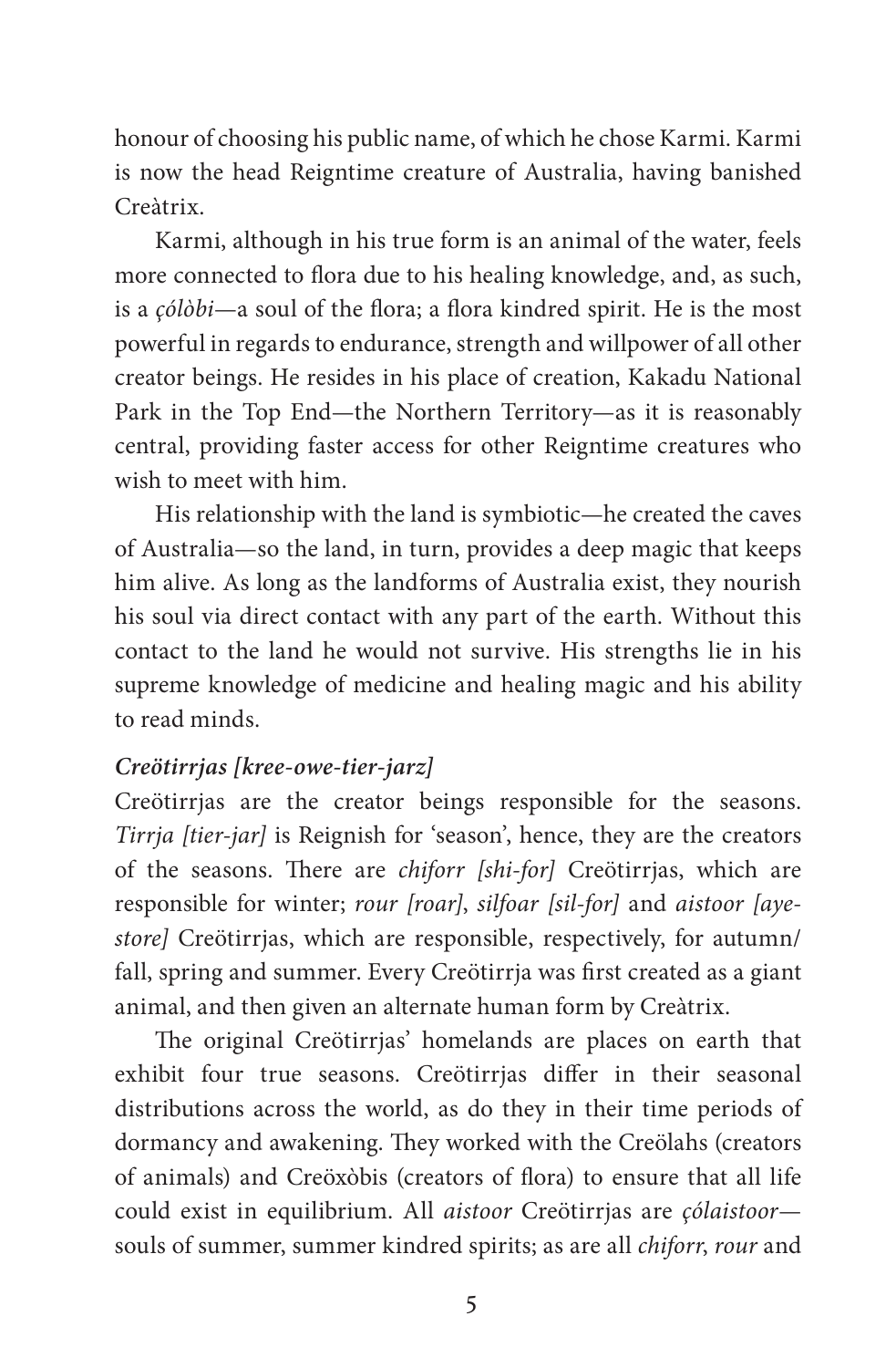honour of choosing his public name, of which he chose Karmi. Karmi is now the head Reigntime creature of Australia, having banished Creàtrix.

Karmi, although in his true form is an animal of the water, feels more connected to flora due to his healing knowledge, and, as such, is a *çólòbi*—a soul of the flora; a flora kindred spirit. He is the most powerful in regards to endurance, strength and willpower of all other creator beings. He resides in his place of creation, Kakadu National Park in the Top End—the Northern Territory—as it is reasonably central, providing faster access for other Reigntime creatures who wish to meet with him.

His relationship with the land is symbiotic—he created the caves of Australia—so the land, in turn, provides a deep magic that keeps him alive. As long as the landforms of Australia exist, they nourish his soul via direct contact with any part of the earth. Without this contact to the land he would not survive. His strengths lie in his supreme knowledge of medicine and healing magic and his ability to read minds.

***Creötirrjas [kree-owe-tier-jarz]***

Creötirrjas are the creator beings responsible for the seasons. *Tirrja [tier-jar]* is Reignish for 'season', hence, they are the creators of the seasons. There are *chiforr [shi-for]* Creötirrjas, which are responsible for winter; *rour [roar]*, *silfoar [sil-for]* and *aistoor [aye-store]* Creötirrjas, which are responsible, respectively, for autumn/fall, spring and summer. Every Creötirrja was first created as a giant animal, and then given an alternate human form by Creàtrix.

The original Creötirrjas' homelands are places on earth that exhibit four true seasons. Creötirrjas differ in their seasonal distributions across the world, as do they in their time periods of dormancy and awakening. They worked with the Creölahs (creators of animals) and Creöxòbis (creators of flora) to ensure that all life could exist in equilibrium. All *aistoor* Creötirrjas are *çólaistoor*—souls of summer, summer kindred spirits; as are all *chiforr*, *rour* and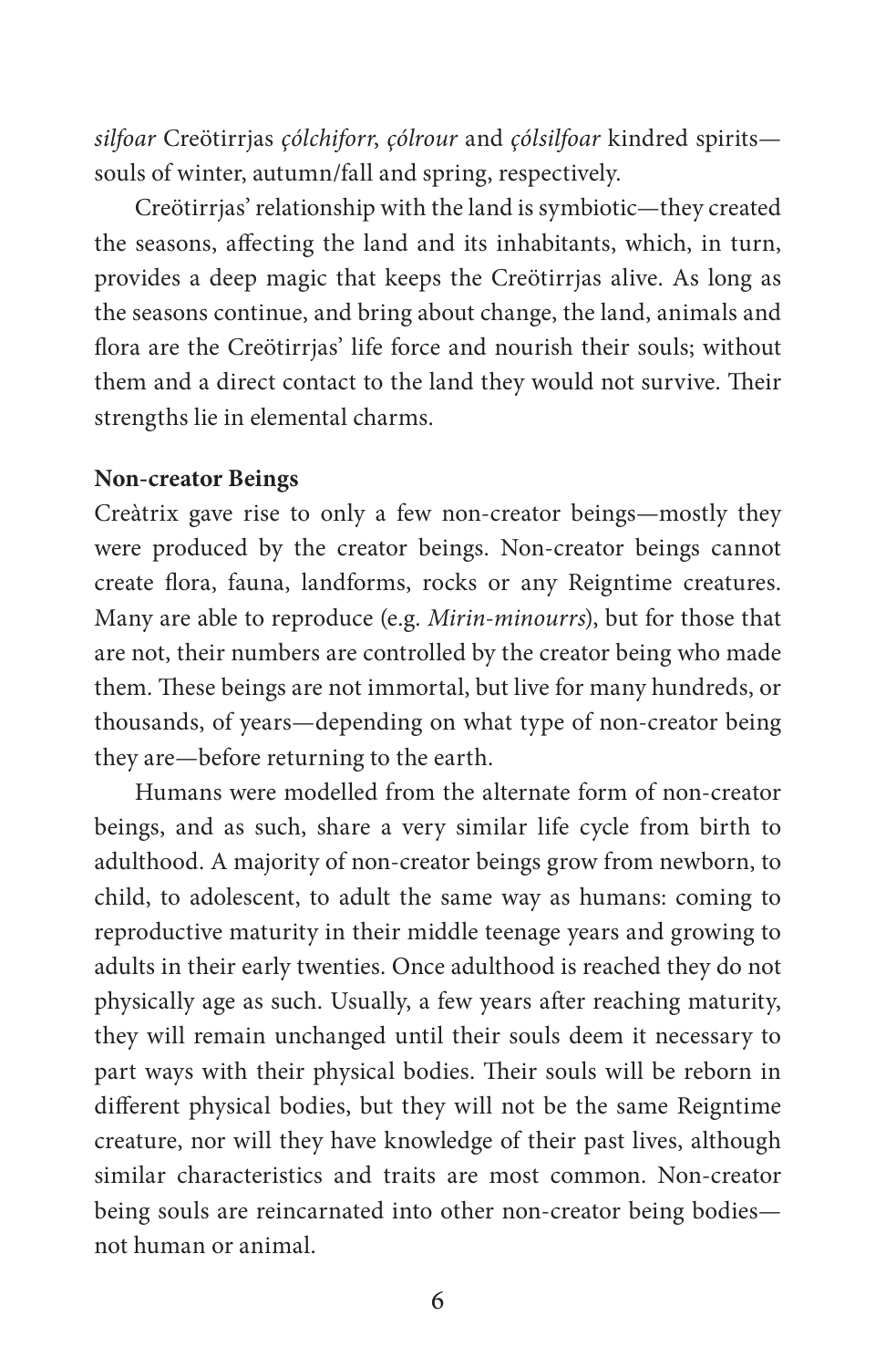*silfoar* Creötirrjas *çólchiforr*, *çólrour* and *çólsilfoar* kindred spirits—souls of winter, autumn/fall and spring, respectively.

Creötirrjas' relationship with the land is symbiotic—they created the seasons, affecting the land and its inhabitants, which, in turn, provides a deep magic that keeps the Creötirrjas alive. As long as the seasons continue, and bring about change, the land, animals and flora are the Creötirrjas' life force and nourish their souls; without them and a direct contact to the land they would not survive. Their strengths lie in elemental charms.

**Non-creator Beings**

Creàtrix gave rise to only a few non-creator beings—mostly they were produced by the creator beings. Non-creator beings cannot create flora, fauna, landforms, rocks or any Reigntime creatures. Many are able to reproduce (e.g. *Mirin-minourrs*), but for those that are not, their numbers are controlled by the creator being who made them. These beings are not immortal, but live for many hundreds, or thousands, of years—depending on what type of non-creator being they are—before returning to the earth.

Humans were modelled from the alternate form of non-creator beings, and as such, share a very similar life cycle from birth to adulthood. A majority of non-creator beings grow from newborn, to child, to adolescent, to adult the same way as humans: coming to reproductive maturity in their middle teenage years and growing to adults in their early twenties. Once adulthood is reached they do not physically age as such. Usually, a few years after reaching maturity, they will remain unchanged until their souls deem it necessary to part ways with their physical bodies. Their souls will be reborn in different physical bodies, but they will not be the same Reigntime creature, nor will they have knowledge of their past lives, although similar characteristics and traits are most common. Non-creator being souls are reincarnated into other non-creator being bodies—not human or animal.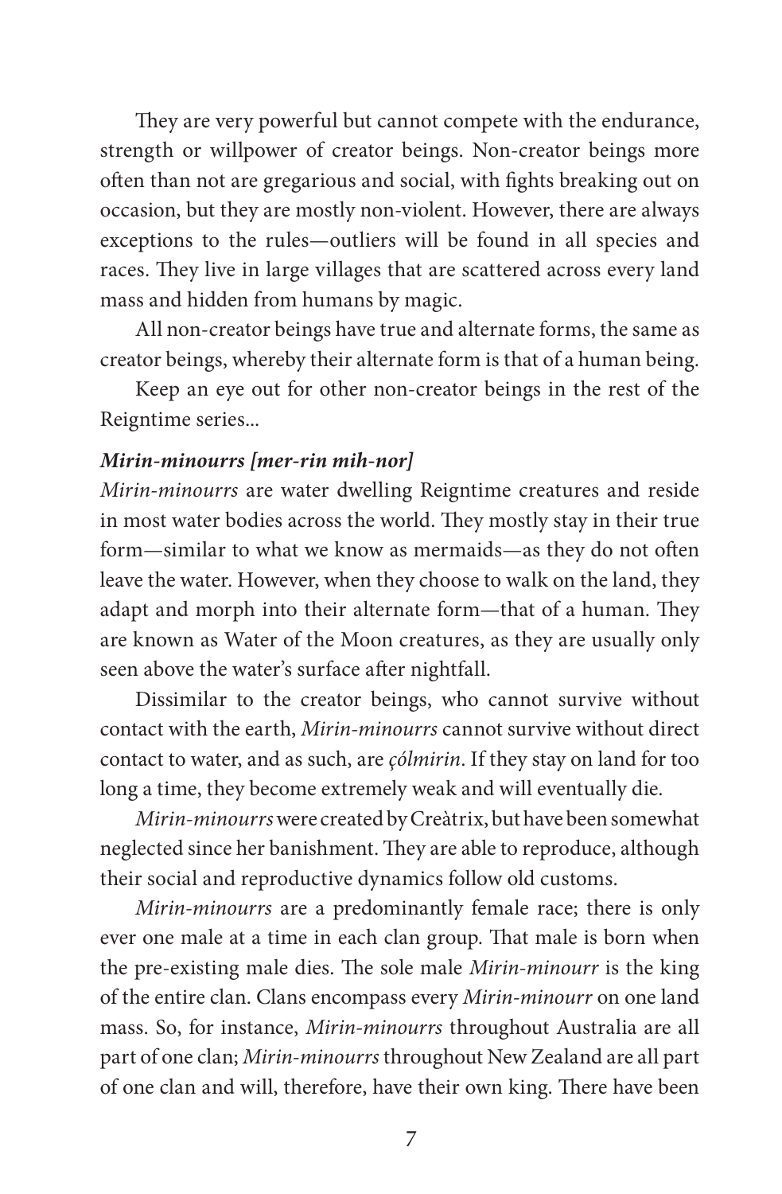They are very powerful but cannot compete with the endurance, strength or willpower of creator beings. Non-creator beings more often than not are gregarious and social, with fights breaking out on occasion, but they are mostly non-violent. However, there are always exceptions to the rules—outliers will be found in all species and races. They live in large villages that are scattered across every land mass and hidden from humans by magic.

All non-creator beings have true and alternate forms, the same as creator beings, whereby their alternate form is that of a human being.

Keep an eye out for other non-creator beings in the rest of the Reigntime series...

***Mirin-minourrs [mer-rin mih-nor]***

*Mirin-minourrs* are water dwelling Reigntime creatures and reside in most water bodies across the world. They mostly stay in their true form—similar to what we know as mermaids—as they do not often leave the water. However, when they choose to walk on the land, they adapt and morph into their alternate form—that of a human. They are known as Water of the Moon creatures, as they are usually only seen above the water's surface after nightfall.

Dissimilar to the creator beings, who cannot survive without contact with the earth, *Mirin-minourrs* cannot survive without direct contact to water, and as such, are *çólmirin*. If they stay on land for too long a time, they become extremely weak and will eventually die.

*Mirin-minourrs* were created by Creàtrix, but have been somewhat neglected since her banishment. They are able to reproduce, although their social and reproductive dynamics follow old customs.

*Mirin-minourrs* are a predominantly female race; there is only ever one male at a time in each clan group. That male is born when the pre-existing male dies. The sole male *Mirin-minourr* is the king of the entire clan. Clans encompass every *Mirin-minourr* on one land mass. So, for instance, *Mirin-minourrs* throughout Australia are all part of one clan; *Mirin-minourrs* throughout New Zealand are all part of one clan and will, therefore, have their own king. There have been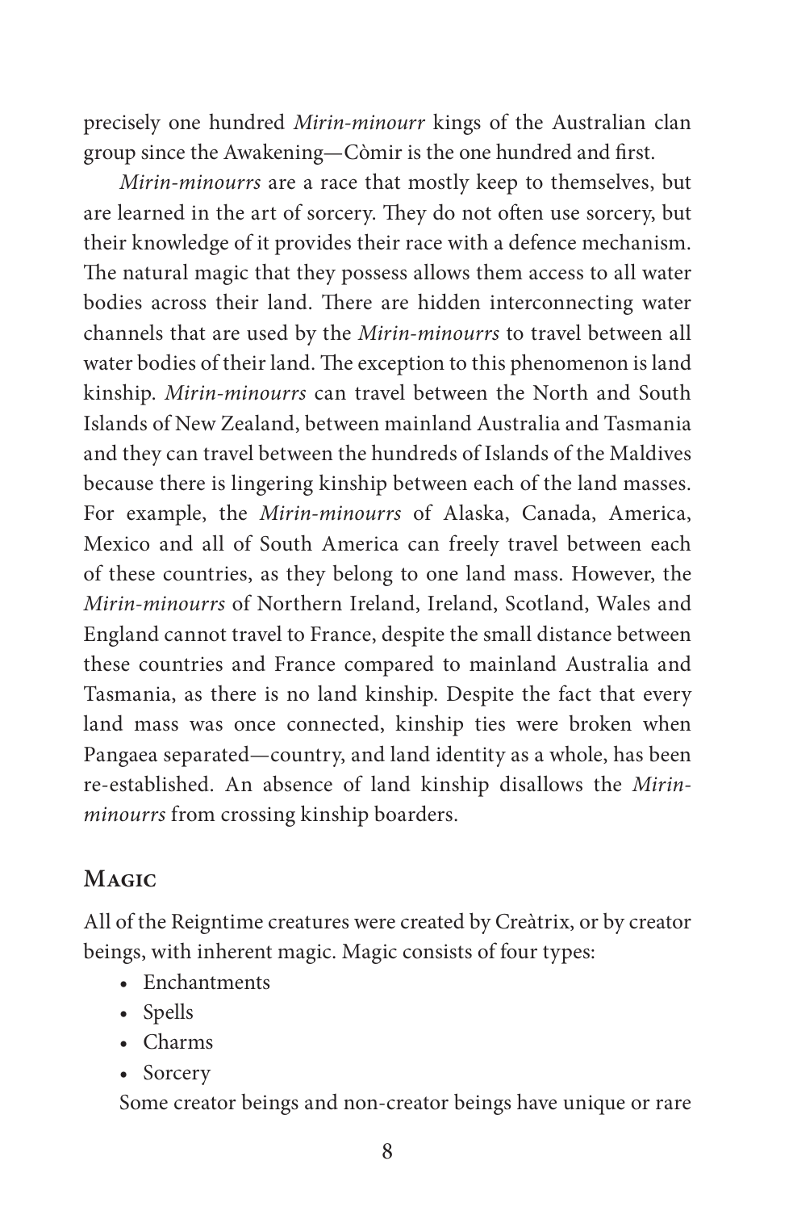precisely one hundred *Mirin-minourr* kings of the Australian clan group since the Awakening—Còmir is the one hundred and first.

*Mirin-minourrs* are a race that mostly keep to themselves, but are learned in the art of sorcery. They do not often use sorcery, but their knowledge of it provides their race with a defence mechanism. The natural magic that they possess allows them access to all water bodies across their land. There are hidden interconnecting water channels that are used by the *Mirin-minourrs* to travel between all water bodies of their land. The exception to this phenomenon is land kinship. *Mirin-minourrs* can travel between the North and South Islands of New Zealand, between mainland Australia and Tasmania and they can travel between the hundreds of Islands of the Maldives because there is lingering kinship between each of the land masses. For example, the *Mirin-minourrs* of Alaska, Canada, America, Mexico and all of South America can freely travel between each of these countries, as they belong to one land mass. However, the *Mirin-minourrs* of Northern Ireland, Ireland, Scotland, Wales and England cannot travel to France, despite the small distance between these countries and France compared to mainland Australia and Tasmania, as there is no land kinship. Despite the fact that every land mass was once connected, kinship ties were broken when Pangaea separated—country, and land identity as a whole, has been re-established. An absence of land kinship disallows the *Mirin-minourrs* from crossing kinship boarders.

## Magic

All of the Reigntime creatures were created by Creàtrix, or by creator beings, with inherent magic. Magic consists of four types:

- Enchantments
- Spells
- Charms
- Sorcery

Some creator beings and non-creator beings have unique or rare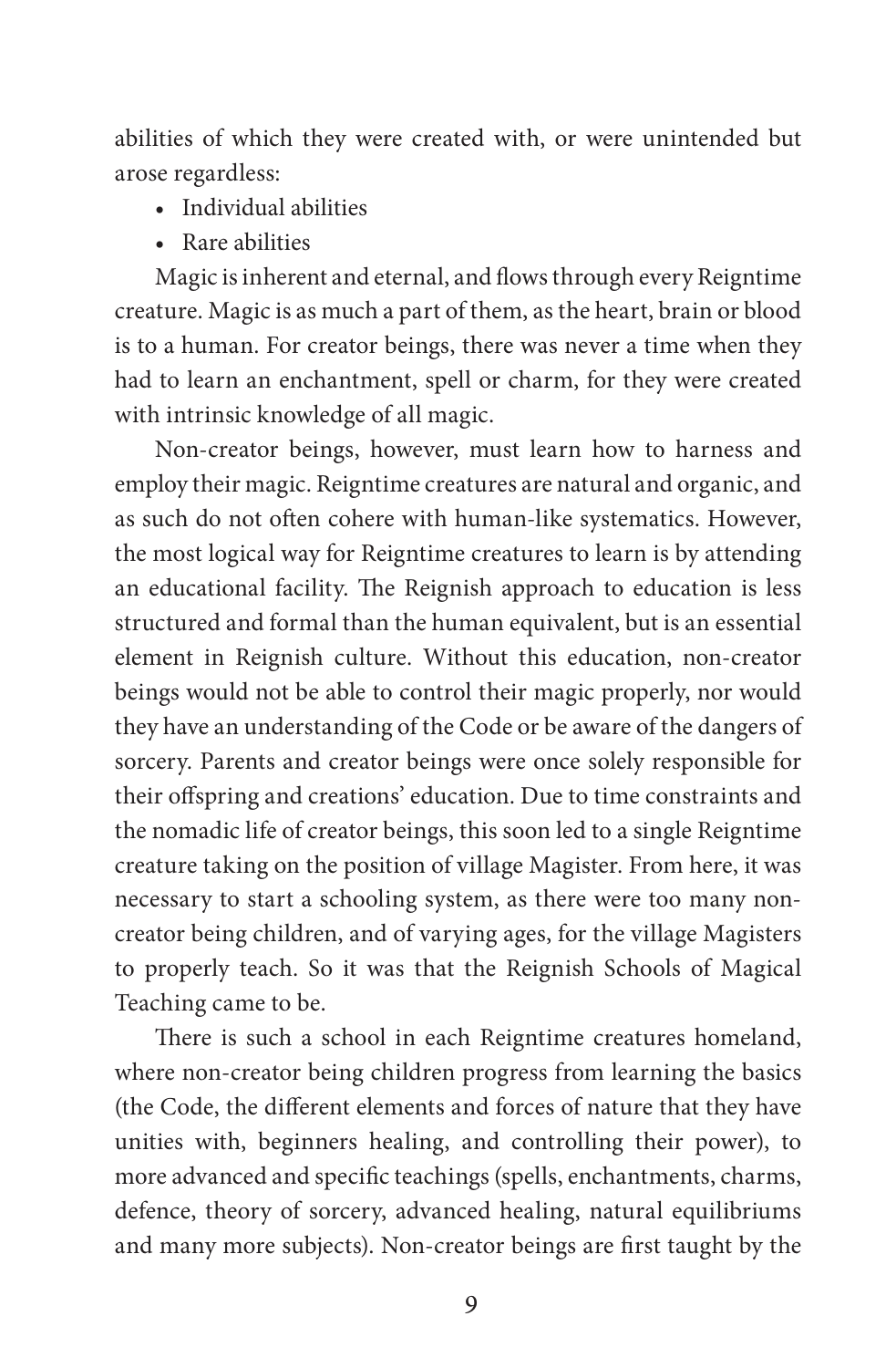abilities of which they were created with, or were unintended but arose regardless:

- Individual abilities
- Rare abilities

Magic is inherent and eternal, and flows through every Reigntime creature. Magic is as much a part of them, as the heart, brain or blood is to a human. For creator beings, there was never a time when they had to learn an enchantment, spell or charm, for they were created with intrinsic knowledge of all magic.

Non-creator beings, however, must learn how to harness and employ their magic. Reigntime creatures are natural and organic, and as such do not often cohere with human-like systematics. However, the most logical way for Reigntime creatures to learn is by attending an educational facility. The Reignish approach to education is less structured and formal than the human equivalent, but is an essential element in Reignish culture. Without this education, non-creator beings would not be able to control their magic properly, nor would they have an understanding of the Code or be aware of the dangers of sorcery. Parents and creator beings were once solely responsible for their offspring and creations' education. Due to time constraints and the nomadic life of creator beings, this soon led to a single Reigntime creature taking on the position of village Magister. From here, it was necessary to start a schooling system, as there were too many non-creator being children, and of varying ages, for the village Magisters to properly teach. So it was that the Reignish Schools of Magical Teaching came to be.

There is such a school in each Reigntime creatures homeland, where non-creator being children progress from learning the basics (the Code, the different elements and forces of nature that they have unities with, beginners healing, and controlling their power), to more advanced and specific teachings (spells, enchantments, charms, defence, theory of sorcery, advanced healing, natural equilibriums and many more subjects). Non-creator beings are first taught by the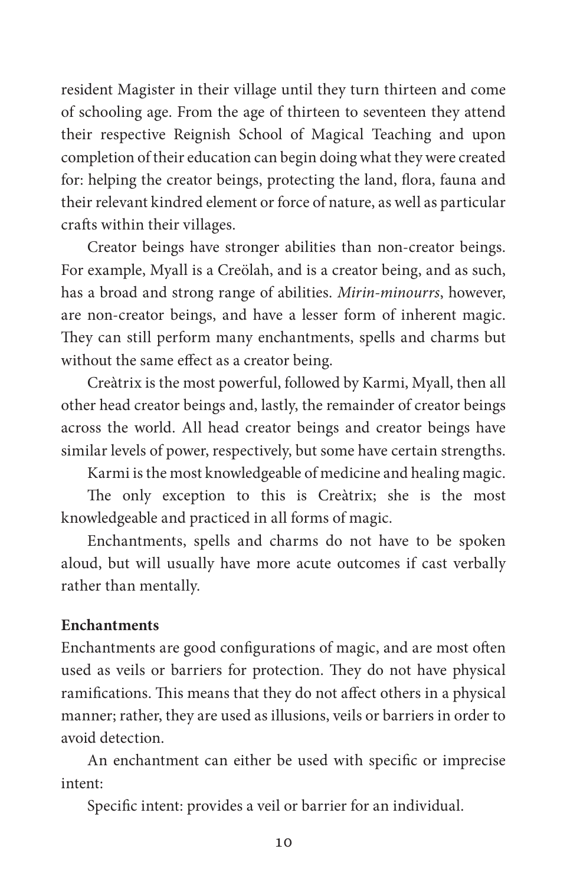resident Magister in their village until they turn thirteen and come of schooling age. From the age of thirteen to seventeen they attend their respective Reignish School of Magical Teaching and upon completion of their education can begin doing what they were created for: helping the creator beings, protecting the land, flora, fauna and their relevant kindred element or force of nature, as well as particular crafts within their villages.

Creator beings have stronger abilities than non-creator beings. For example, Myall is a Creölah, and is a creator being, and as such, has a broad and strong range of abilities. *Mirin-minourrs*, however, are non-creator beings, and have a lesser form of inherent magic. They can still perform many enchantments, spells and charms but without the same effect as a creator being.

Creàtrix is the most powerful, followed by Karmi, Myall, then all other head creator beings and, lastly, the remainder of creator beings across the world. All head creator beings and creator beings have similar levels of power, respectively, but some have certain strengths.

Karmi is the most knowledgeable of medicine and healing magic.

The only exception to this is Creàtrix; she is the most knowledgeable and practiced in all forms of magic.

Enchantments, spells and charms do not have to be spoken aloud, but will usually have more acute outcomes if cast verbally rather than mentally.

**Enchantments**

Enchantments are good configurations of magic, and are most often used as veils or barriers for protection. They do not have physical ramifications. This means that they do not affect others in a physical manner; rather, they are used as illusions, veils or barriers in order to avoid detection.

An enchantment can either be used with specific or imprecise intent:

Specific intent: provides a veil or barrier for an individual.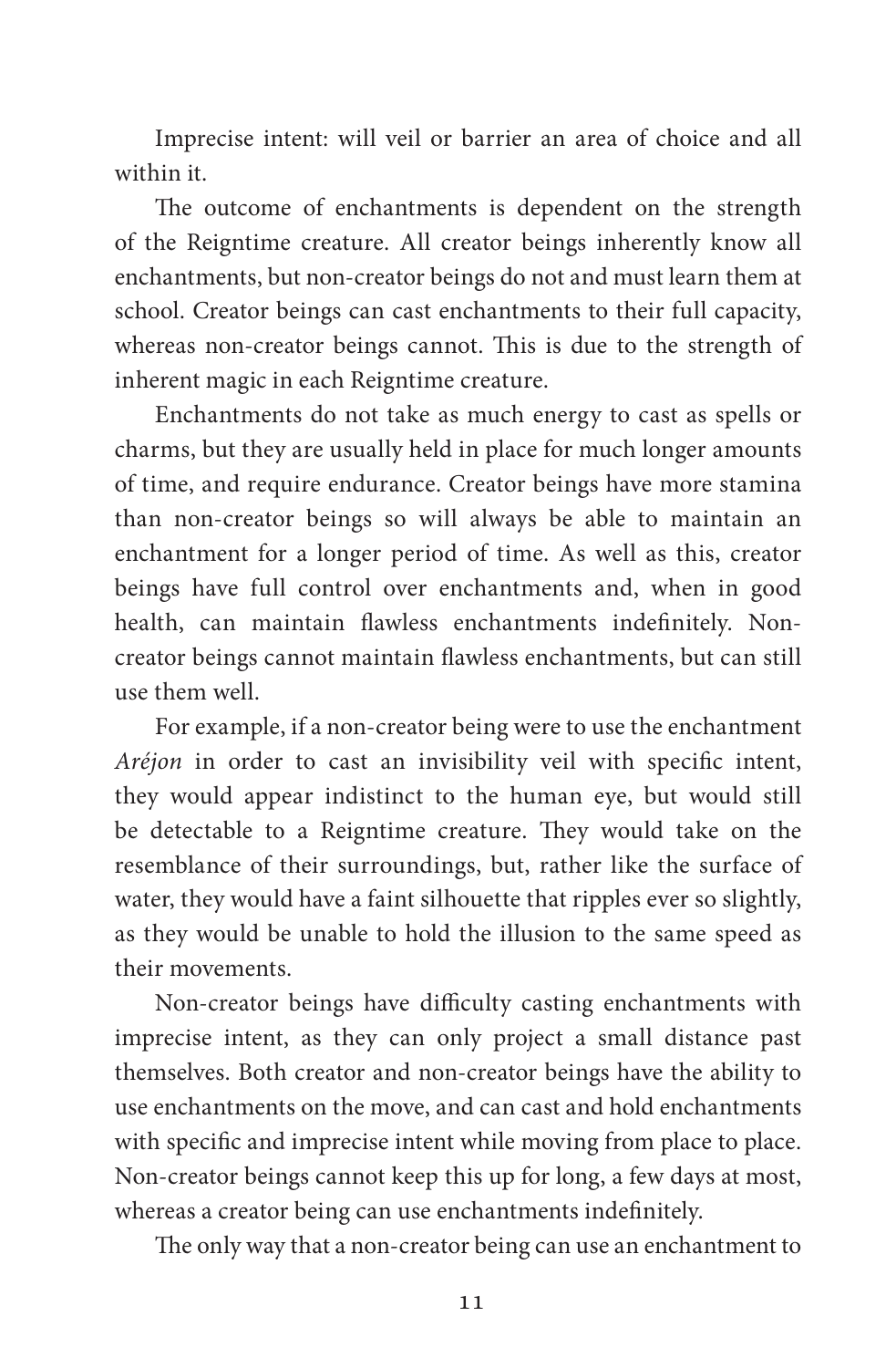Imprecise intent: will veil or barrier an area of choice and all within it.

The outcome of enchantments is dependent on the strength of the Reigntime creature. All creator beings inherently know all enchantments, but non-creator beings do not and must learn them at school. Creator beings can cast enchantments to their full capacity, whereas non-creator beings cannot. This is due to the strength of inherent magic in each Reigntime creature.

Enchantments do not take as much energy to cast as spells or charms, but they are usually held in place for much longer amounts of time, and require endurance. Creator beings have more stamina than non-creator beings so will always be able to maintain an enchantment for a longer period of time. As well as this, creator beings have full control over enchantments and, when in good health, can maintain flawless enchantments indefinitely. Non-creator beings cannot maintain flawless enchantments, but can still use them well.

For example, if a non-creator being were to use the enchantment *Aréjon* in order to cast an invisibility veil with specific intent, they would appear indistinct to the human eye, but would still be detectable to a Reigntime creature. They would take on the resemblance of their surroundings, but, rather like the surface of water, they would have a faint silhouette that ripples ever so slightly, as they would be unable to hold the illusion to the same speed as their movements.

Non-creator beings have difficulty casting enchantments with imprecise intent, as they can only project a small distance past themselves. Both creator and non-creator beings have the ability to use enchantments on the move, and can cast and hold enchantments with specific and imprecise intent while moving from place to place. Non-creator beings cannot keep this up for long, a few days at most, whereas a creator being can use enchantments indefinitely.

The only way that a non-creator being can use an enchantment to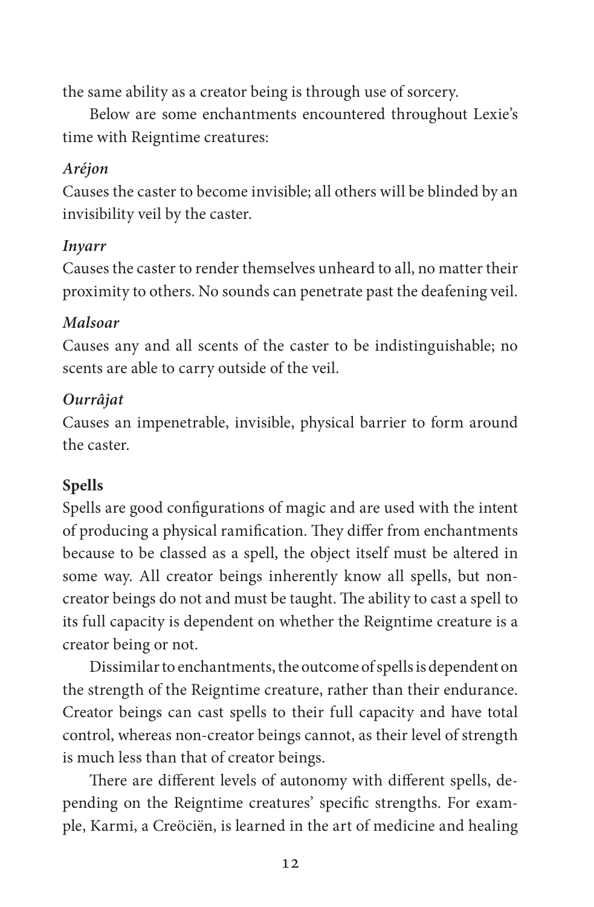the same ability as a creator being is through use of sorcery.

Below are some enchantments encountered throughout Lexie's time with Reigntime creatures:

*Aréjon*
Causes the caster to become invisible; all others will be blinded by an invisibility veil by the caster.

*Inyarr*
Causes the caster to render themselves unheard to all, no matter their proximity to others. No sounds can penetrate past the deafening veil.

*Malsoar*
Causes any and all scents of the caster to be indistinguishable; no scents are able to carry outside of the veil.

*Ourrâjat*
Causes an impenetrable, invisible, physical barrier to form around the caster.

**Spells**
Spells are good configurations of magic and are used with the intent of producing a physical ramification. They differ from enchantments because to be classed as a spell, the object itself must be altered in some way. All creator beings inherently know all spells, but non-creator beings do not and must be taught. The ability to cast a spell to its full capacity is dependent on whether the Reigntime creature is a creator being or not.

Dissimilar to enchantments, the outcome of spells is dependent on the strength of the Reigntime creature, rather than their endurance. Creator beings can cast spells to their full capacity and have total control, whereas non-creator beings cannot, as their level of strength is much less than that of creator beings.

There are different levels of autonomy with different spells, depending on the Reigntime creatures' specific strengths. For example, Karmi, a Creöciën, is learned in the art of medicine and healing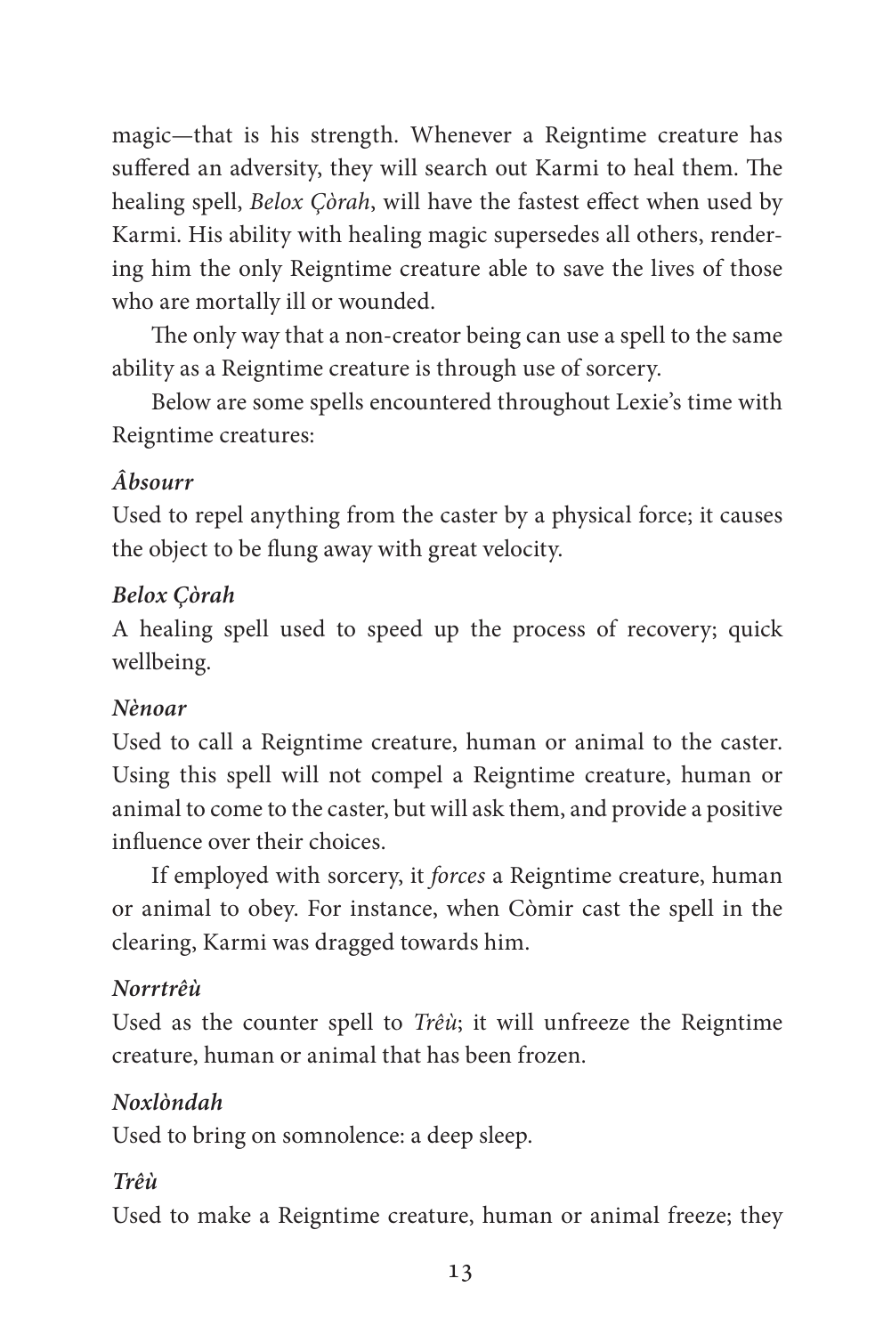magic—that is his strength. Whenever a Reigntime creature has suffered an adversity, they will search out Karmi to heal them. The healing spell, *Belox Çòrah*, will have the fastest effect when used by Karmi. His ability with healing magic supersedes all others, rendering him the only Reigntime creature able to save the lives of those who are mortally ill or wounded.

The only way that a non-creator being can use a spell to the same ability as a Reigntime creature is through use of sorcery.

Below are some spells encountered throughout Lexie's time with Reigntime creatures:

***Âbsourr***

Used to repel anything from the caster by a physical force; it causes the object to be flung away with great velocity.

***Belox Çòrah***

A healing spell used to speed up the process of recovery; quick wellbeing.

***Nènoar***

Used to call a Reigntime creature, human or animal to the caster. Using this spell will not compel a Reigntime creature, human or animal to come to the caster, but will ask them, and provide a positive influence over their choices.

If employed with sorcery, it *forces* a Reigntime creature, human or animal to obey. For instance, when Còmir cast the spell in the clearing, Karmi was dragged towards him.

***Norrtrêù***

Used as the counter spell to *Trêù*; it will unfreeze the Reigntime creature, human or animal that has been frozen.

***Noxlòndah***

Used to bring on somnolence: a deep sleep.

***Trêù***

Used to make a Reigntime creature, human or animal freeze; they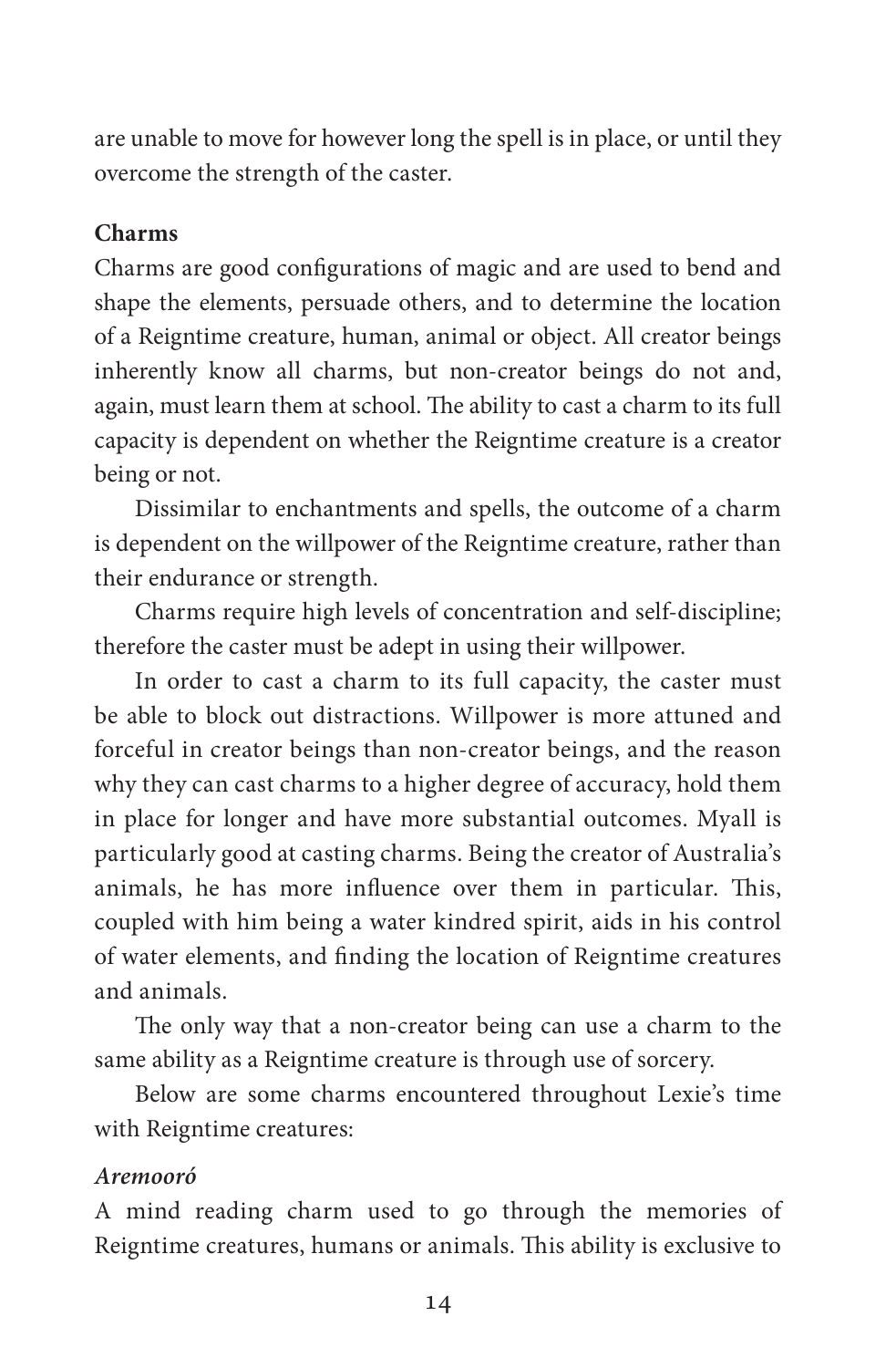are unable to move for however long the spell is in place, or until they overcome the strength of the caster.

**Charms**

Charms are good configurations of magic and are used to bend and shape the elements, persuade others, and to determine the location of a Reigntime creature, human, animal or object. All creator beings inherently know all charms, but non-creator beings do not and, again, must learn them at school. The ability to cast a charm to its full capacity is dependent on whether the Reigntime creature is a creator being or not.

Dissimilar to enchantments and spells, the outcome of a charm is dependent on the willpower of the Reigntime creature, rather than their endurance or strength.

Charms require high levels of concentration and self-discipline; therefore the caster must be adept in using their willpower.

In order to cast a charm to its full capacity, the caster must be able to block out distractions. Willpower is more attuned and forceful in creator beings than non-creator beings, and the reason why they can cast charms to a higher degree of accuracy, hold them in place for longer and have more substantial outcomes. Myall is particularly good at casting charms. Being the creator of Australia's animals, he has more influence over them in particular. This, coupled with him being a water kindred spirit, aids in his control of water elements, and finding the location of Reigntime creatures and animals.

The only way that a non-creator being can use a charm to the same ability as a Reigntime creature is through use of sorcery.

Below are some charms encountered throughout Lexie's time with Reigntime creatures:

***Aremooró***

A mind reading charm used to go through the memories of Reigntime creatures, humans or animals. This ability is exclusive to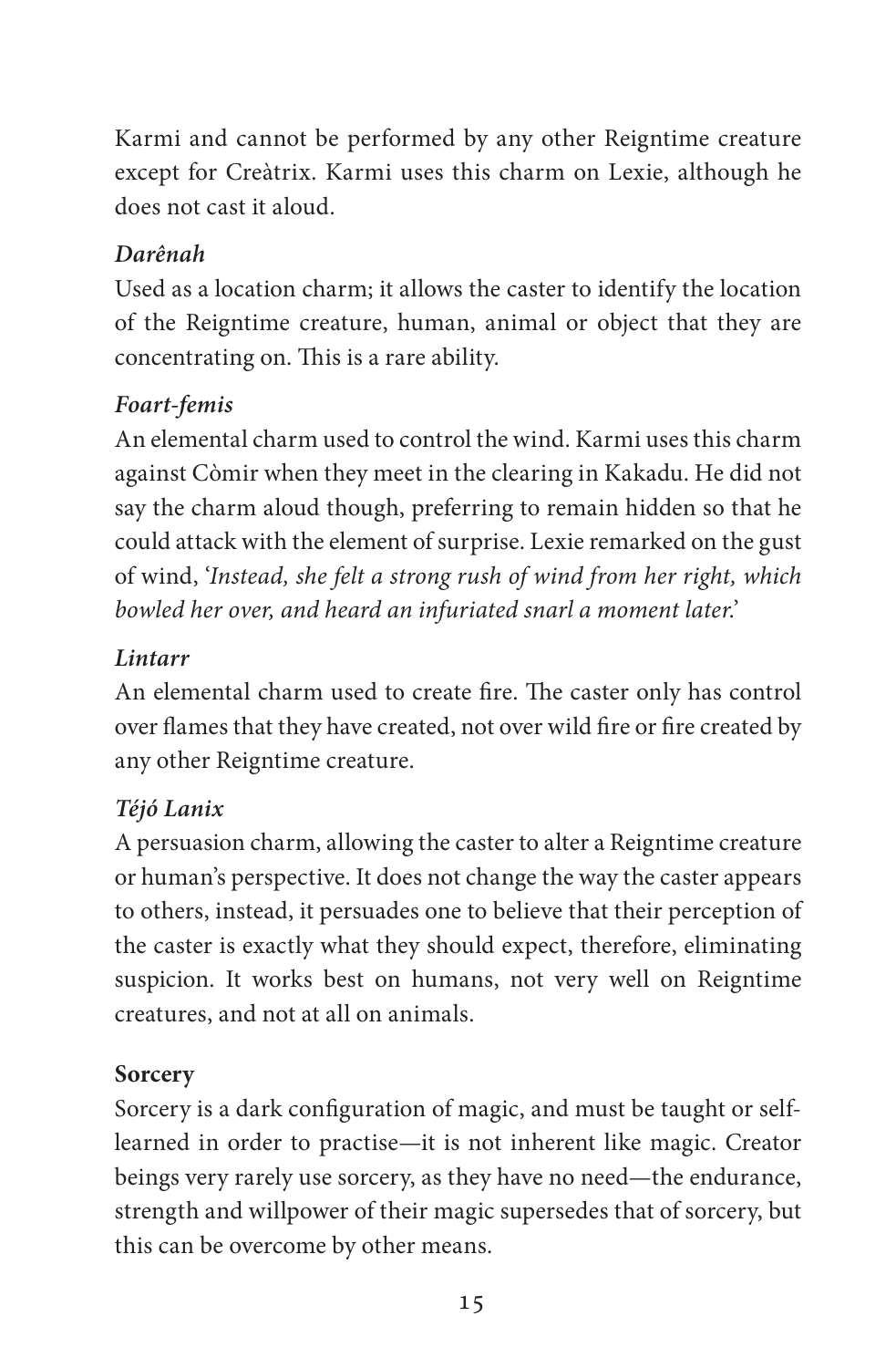Karmi and cannot be performed by any other Reigntime creature except for Creàtrix. Karmi uses this charm on Lexie, although he does not cast it aloud.

***Darênah***

Used as a location charm; it allows the caster to identify the location of the Reigntime creature, human, animal or object that they are concentrating on. This is a rare ability.

***Foart-femis***

An elemental charm used to control the wind. Karmi uses this charm against Còmir when they meet in the clearing in Kakadu. He did not say the charm aloud though, preferring to remain hidden so that he could attack with the element of surprise. Lexie remarked on the gust of wind, '*Instead, she felt a strong rush of wind from her right, which bowled her over, and heard an infuriated snarl a moment later.*'

***Lintarr***

An elemental charm used to create fire. The caster only has control over flames that they have created, not over wild fire or fire created by any other Reigntime creature.

***Téjó Lanix***

A persuasion charm, allowing the caster to alter a Reigntime creature or human's perspective. It does not change the way the caster appears to others, instead, it persuades one to believe that their perception of the caster is exactly what they should expect, therefore, eliminating suspicion. It works best on humans, not very well on Reigntime creatures, and not at all on animals.

**Sorcery**

Sorcery is a dark configuration of magic, and must be taught or self-learned in order to practise—it is not inherent like magic. Creator beings very rarely use sorcery, as they have no need—the endurance, strength and willpower of their magic supersedes that of sorcery, but this can be overcome by other means.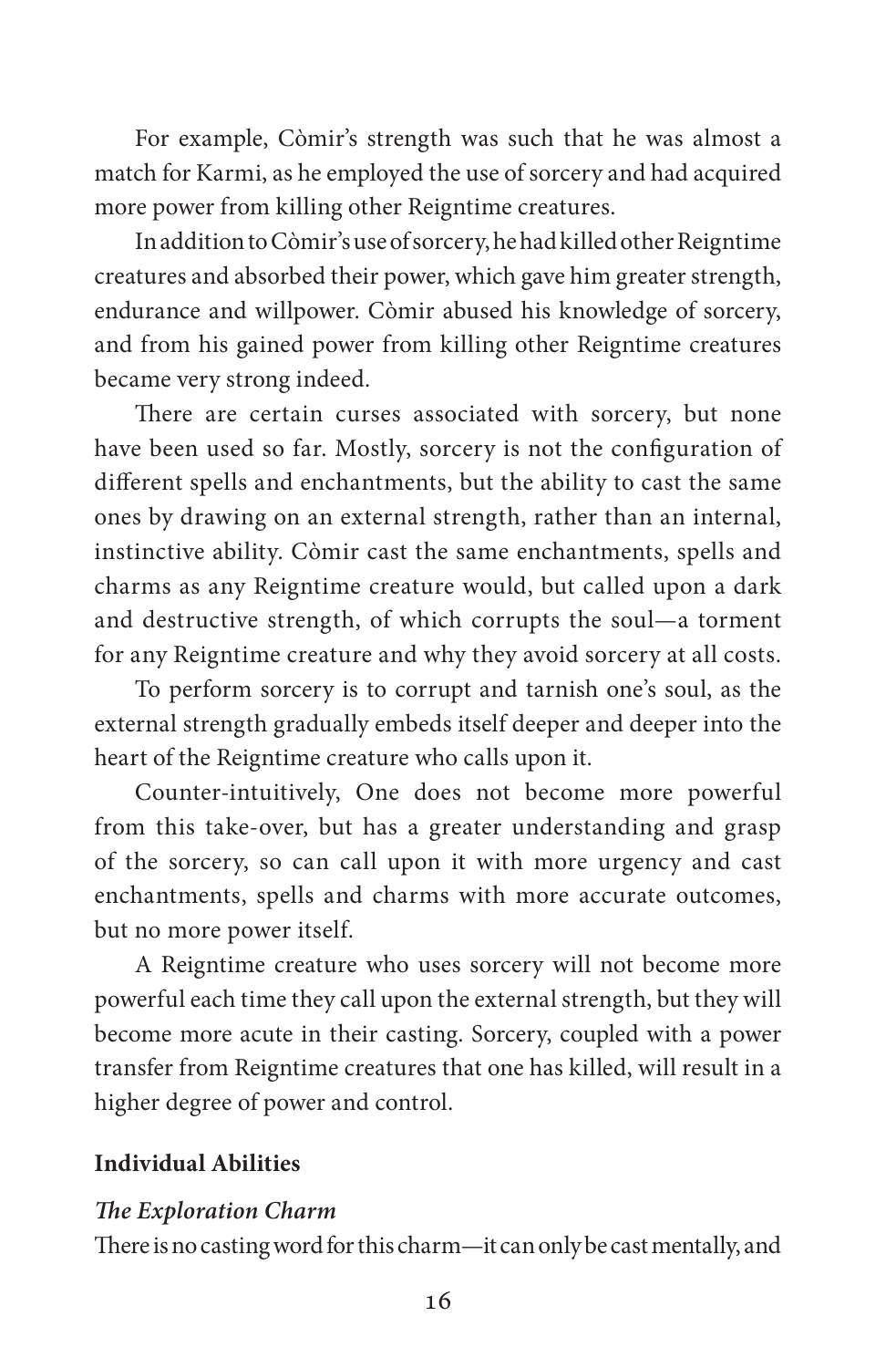For example, Còmir's strength was such that he was almost a match for Karmi, as he employed the use of sorcery and had acquired more power from killing other Reigntime creatures.

In addition to Còmir's use of sorcery, he had killed other Reigntime creatures and absorbed their power, which gave him greater strength, endurance and willpower. Còmir abused his knowledge of sorcery, and from his gained power from killing other Reigntime creatures became very strong indeed.

There are certain curses associated with sorcery, but none have been used so far. Mostly, sorcery is not the configuration of different spells and enchantments, but the ability to cast the same ones by drawing on an external strength, rather than an internal, instinctive ability. Còmir cast the same enchantments, spells and charms as any Reigntime creature would, but called upon a dark and destructive strength, of which corrupts the soul—a torment for any Reigntime creature and why they avoid sorcery at all costs.

To perform sorcery is to corrupt and tarnish one's soul, as the external strength gradually embeds itself deeper and deeper into the heart of the Reigntime creature who calls upon it.

Counter-intuitively, One does not become more powerful from this take-over, but has a greater understanding and grasp of the sorcery, so can call upon it with more urgency and cast enchantments, spells and charms with more accurate outcomes, but no more power itself.

A Reigntime creature who uses sorcery will not become more powerful each time they call upon the external strength, but they will become more acute in their casting. Sorcery, coupled with a power transfer from Reigntime creatures that one has killed, will result in a higher degree of power and control.

## Individual Abilities

### *The Exploration Charm*

There is no casting word for this charm—it can only be cast mentally, and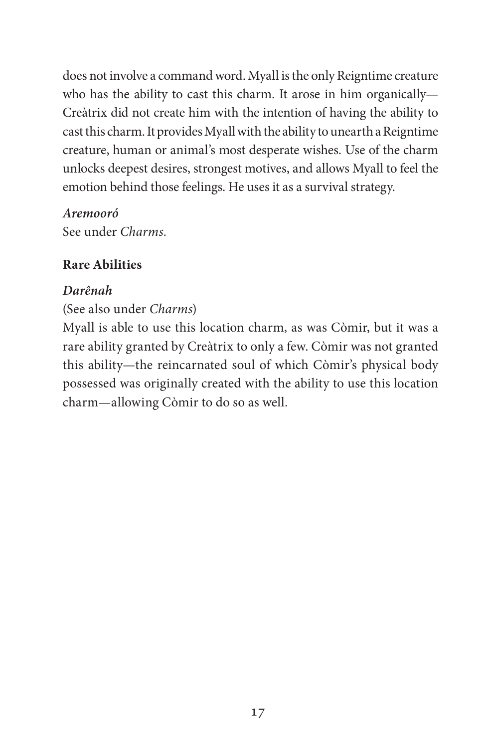does not involve a command word. Myall is the only Reigntime creature who has the ability to cast this charm. It arose in him organically—Creàtrix did not create him with the intention of having the ability to cast this charm. It provides Myall with the ability to unearth a Reigntime creature, human or animal's most desperate wishes. Use of the charm unlocks deepest desires, strongest motives, and allows Myall to feel the emotion behind those feelings. He uses it as a survival strategy.

***Aremooró***
See under *Charms.*

**Rare Abilities**

***Darênah***
(See also under *Charms*)
Myall is able to use this location charm, as was Còmir, but it was a rare ability granted by Creàtrix to only a few. Còmir was not granted this ability—the reincarnated soul of which Còmir's physical body possessed was originally created with the ability to use this location charm—allowing Còmir to do so as well.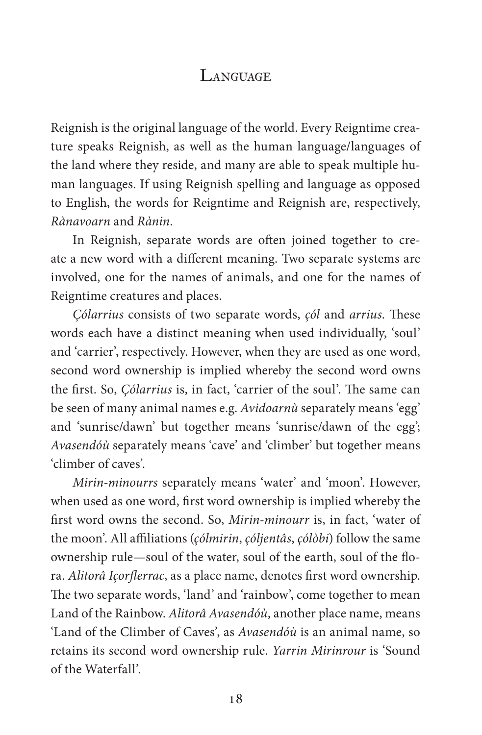## Language

Reignish is the original language of the world. Every Reigntime creature speaks Reignish, as well as the human language/languages of the land where they reside, and many are able to speak multiple human languages. If using Reignish spelling and language as opposed to English, the words for Reigntime and Reignish are, respectively, *Rànavoarn* and *Rànin*.

In Reignish, separate words are often joined together to create a new word with a different meaning. Two separate systems are involved, one for the names of animals, and one for the names of Reigntime creatures and places.

*Çólarrius* consists of two separate words, *çól* and *arrius*. These words each have a distinct meaning when used individually, 'soul' and 'carrier', respectively. However, when they are used as one word, second word ownership is implied whereby the second word owns the first. So, *Çólarrius* is, in fact, 'carrier of the soul'. The same can be seen of many animal names e.g. *Avidoarnù* separately means 'egg' and 'sunrise/dawn' but together means 'sunrise/dawn of the egg'; *Avasendóù* separately means 'cave' and 'climber' but together means 'climber of caves'.

*Mirin-minourrs* separately means 'water' and 'moon'. However, when used as one word, first word ownership is implied whereby the first word owns the second. So, *Mirin-minourr* is, in fact, 'water of the moon'. All affiliations (*çólmirin*, *çóljentâs*, *çólòbi*) follow the same ownership rule—soul of the water, soul of the earth, soul of the flora. *Alitorâ Içorflerrac*, as a place name, denotes first word ownership. The two separate words, 'land' and 'rainbow', come together to mean Land of the Rainbow. *Alitorâ Avasendóù*, another place name, means 'Land of the Climber of Caves', as *Avasendóù* is an animal name, so retains its second word ownership rule. *Yarrin Mirinrour* is 'Sound of the Waterfall'.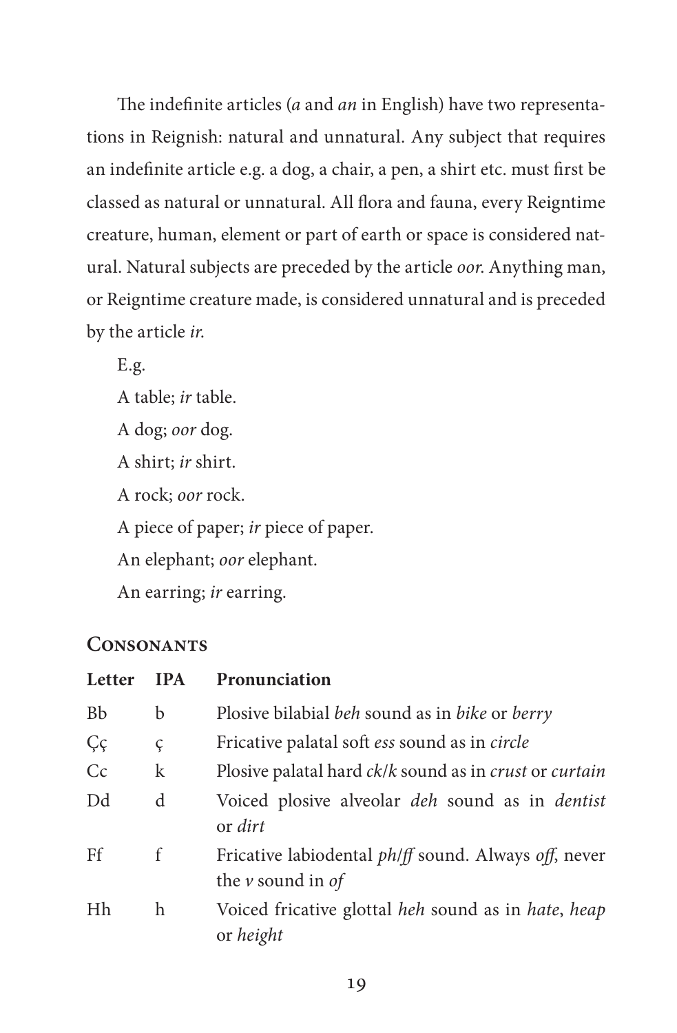The indefinite articles (*a* and *an* in English) have two representations in Reignish: natural and unnatural. Any subject that requires an indefinite article e.g. a dog, a chair, a pen, a shirt etc. must first be classed as natural or unnatural. All flora and fauna, every Reigntime creature, human, element or part of earth or space is considered natural. Natural subjects are preceded by the article *oor*. Anything man, or Reigntime creature made, is considered unnatural and is preceded by the article *ir*.

E.g.

A table; *ir* table.

A dog; *oor* dog.

A shirt; *ir* shirt.

A rock; *oor* rock.

A piece of paper; *ir* piece of paper.

An elephant; *oor* elephant.

An earring; *ir* earring.

## Consonants

| Letter | IPA | Pronunciation |
|---|---|---|
| Bb | b | Plosive bilabial *beh* sound as in *bike* or *berry* |
| Çç | ç | Fricative palatal soft *ess* sound as in *circle* |
| Cc | k | Plosive palatal hard *ck*/*k* sound as in *crust* or *curtain* |
| Dd | d | Voiced plosive alveolar *deh* sound as in *dentist* or *dirt* |
| Ff | f | Fricative labiodental *ph*/*ff* sound. Always *off*, never the *v* sound in *of* |
| Hh | h | Voiced fricative glottal *heh* sound as in *hate*, *heap* or *height* |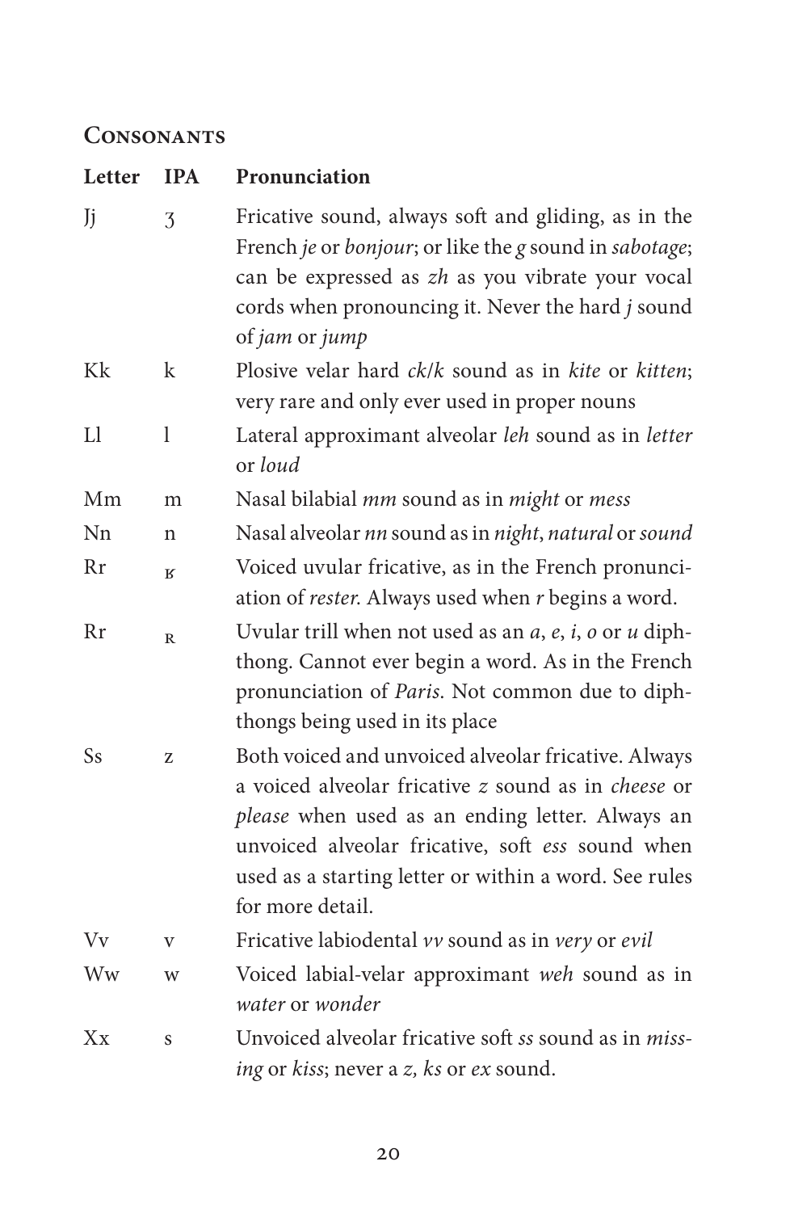## Consonants

| Letter | IPA | Pronunciation |
| --- | --- | --- |
| Jj | ʒ | Fricative sound, always soft and gliding, as in the French *je* or *bonjour*; or like the *g* sound in *sabotage*; can be expressed as *zh* as you vibrate your vocal cords when pronouncing it. Never the hard *j* sound of *jam* or *jump* |
| Kk | k | Plosive velar hard *ck*/*k* sound as in *kite* or *kitten*; very rare and only ever used in proper nouns |
| Ll | l | Lateral approximant alveolar *leh* sound as in *letter* or *loud* |
| Mm | m | Nasal bilabial *mm* sound as in *might* or *mess* |
| Nn | n | Nasal alveolar *nn* sound as in *night*, *natural* or *sound* |
| Rr | ʁ | Voiced uvular fricative, as in the French pronunciation of *rester*. Always used when *r* begins a word. |
| Rr | ʀ | Uvular trill when not used as an *a*, *e*, *i*, *o* or *u* diphthong. Cannot ever begin a word. As in the French pronunciation of *Paris*. Not common due to diphthongs being used in its place |
| Ss | z | Both voiced and unvoiced alveolar fricative. Always a voiced alveolar fricative *z* sound as in *cheese* or *please* when used as an ending letter. Always an unvoiced alveolar fricative, soft *ess* sound when used as a starting letter or within a word. See rules for more detail. |
| Vv | v | Fricative labiodental *vv* sound as in *very* or *evil* |
| Ww | w | Voiced labial-velar approximant *weh* sound as in *water* or *wonder* |
| Xx | s | Unvoiced alveolar fricative soft *ss* sound as in *missing* or *kiss*; never a *z, ks* or *ex* sound. |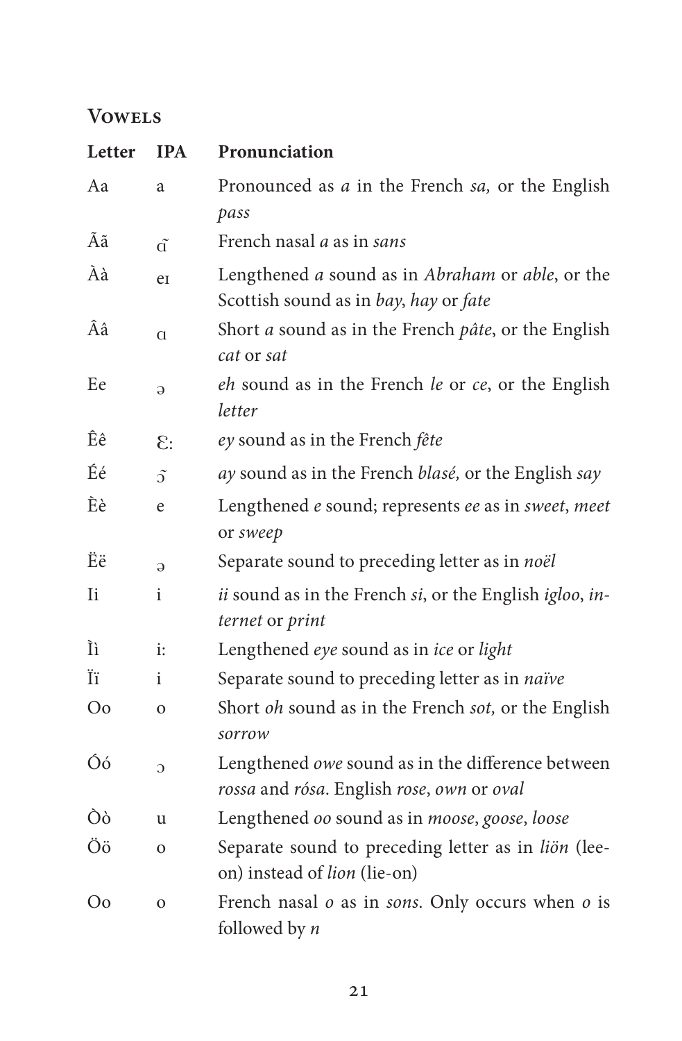## Vowels

| Letter | IPA | Pronunciation |
| --- | --- | --- |
| Aa | a | Pronounced as *a* in the French *sa,* or the English *pass* |
| Ãã | ɑ̃ | French nasal *a* as in *sans* |
| Àà | eɪ | Lengthened *a* sound as in *Abraham* or *able*, or the Scottish sound as in *bay*, *hay* or *fate* |
| Ââ | ɑ | Short *a* sound as in the French *pâte*, or the English *cat* or *sat* |
| Ee | ə | *eh* sound as in the French *le* or *ce*, or the English *letter* |
| Êê | ɛ: | *ey* sound as in the French *fête* |
| Éé | ɔ̃ | *ay* sound as in the French *blasé,* or the English *say* |
| Èè | e | Lengthened *e* sound; represents *ee* as in *sweet*, *meet* or *sweep* |
| Ëë | ə | Separate sound to preceding letter as in *noël* |
| Ii | i | *ii* sound as in the French *si*, or the English *igloo*, *internet* or *print* |
| Ìì | i: | Lengthened *eye* sound as in *ice* or *light* |
| Ïï | i | Separate sound to preceding letter as in *naïve* |
| Oo | o | Short *oh* sound as in the French *sot,* or the English *sorrow* |
| Óó | ɔ | Lengthened *owe* sound as in the difference between *rossa* and *rósa*. English *rose*, *own* or *oval* |
| Òò | u | Lengthened *oo* sound as in *moose*, *goose*, *loose* |
| Öö | o | Separate sound to preceding letter as in *liön* (lee-on) instead of *lion* (lie-on) |
| Oo | o | French nasal *o* as in *sons*. Only occurs when *o* is followed by *n* |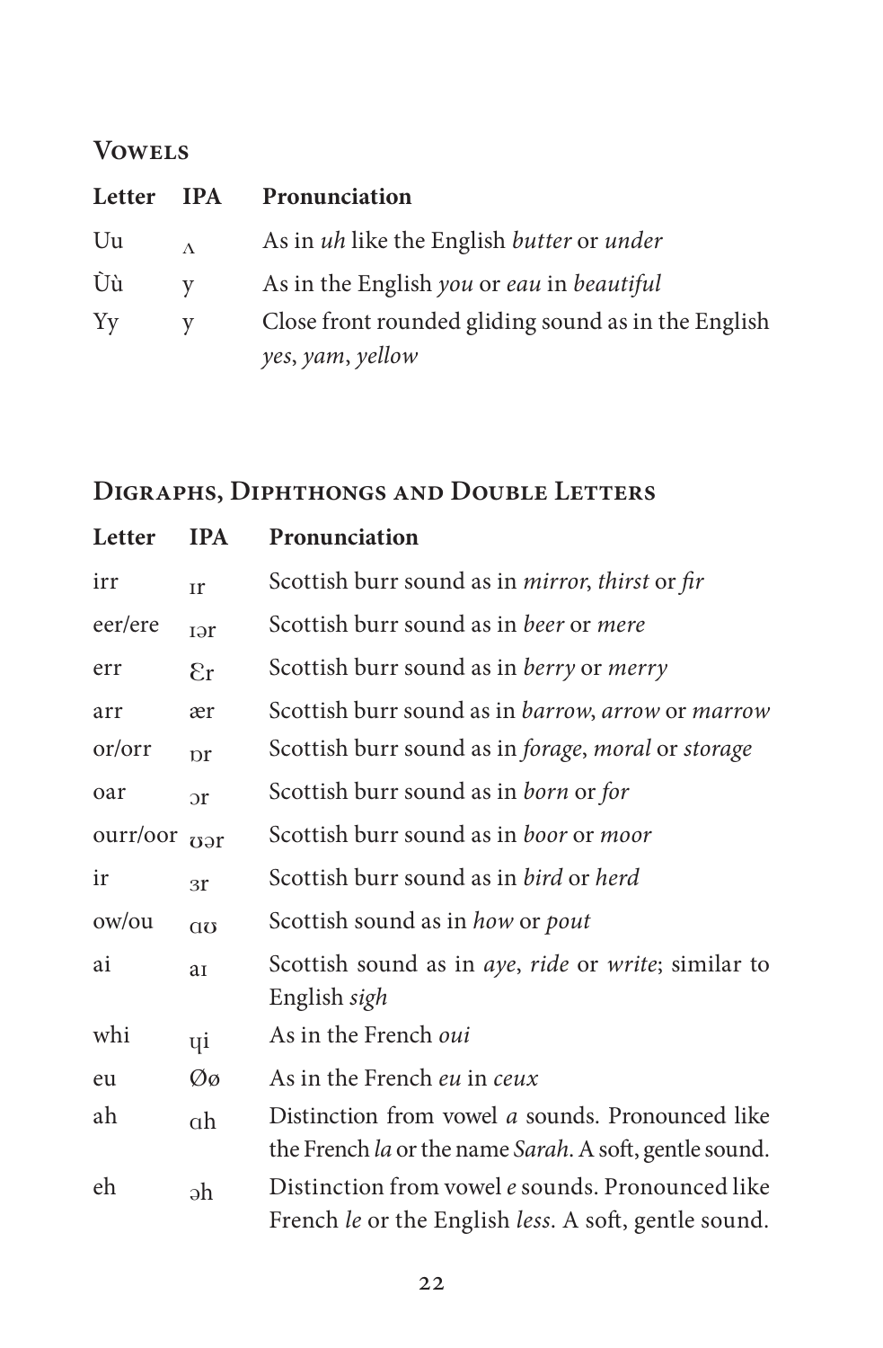## Vowels

| Letter | IPA | Pronunciation |
| --- | --- | --- |
| Uu | ʌ | As in *uh* like the English *butter* or *under* |
| Ùù | y | As in the English *you* or *eau* in *beautiful* |
| Yy | y | Close front rounded gliding sound as in the English *yes*, *yam*, *yellow* |

## Digraphs, Diphthongs and Double Letters

| Letter | IPA | Pronunciation |
| --- | --- | --- |
| irr | ɪr | Scottish burr sound as in *mirror*, *thirst* or *fir* |
| eer/ere | ɪər | Scottish burr sound as in *beer* or *mere* |
| err | Ɛr | Scottish burr sound as in *berry* or *merry* |
| arr | ær | Scottish burr sound as in *barrow*, *arrow* or *marrow* |
| or/orr | ɒr | Scottish burr sound as in *forage*, *moral* or *storage* |
| oar | ɔr | Scottish burr sound as in *born* or *for* |
| ourr/oor | ʊər | Scottish burr sound as in *boor* or *moor* |
| ir | ɜr | Scottish burr sound as in *bird* or *herd* |
| ow/ou | ɑʊ | Scottish sound as in *how* or *pout* |
| ai | aɪ | Scottish sound as in *aye*, *ride* or *write*; similar to English *sigh* |
| whi | ɥi | As in the French *oui* |
| eu | Øø | As in the French *eu* in *ceux* |
| ah | ɑh | Distinction from vowel *a* sounds. Pronounced like the French *la* or the name *Sarah*. A soft, gentle sound. |
| eh | əh | Distinction from vowel *e* sounds. Pronounced like French *le* or the English *less*. A soft, gentle sound. |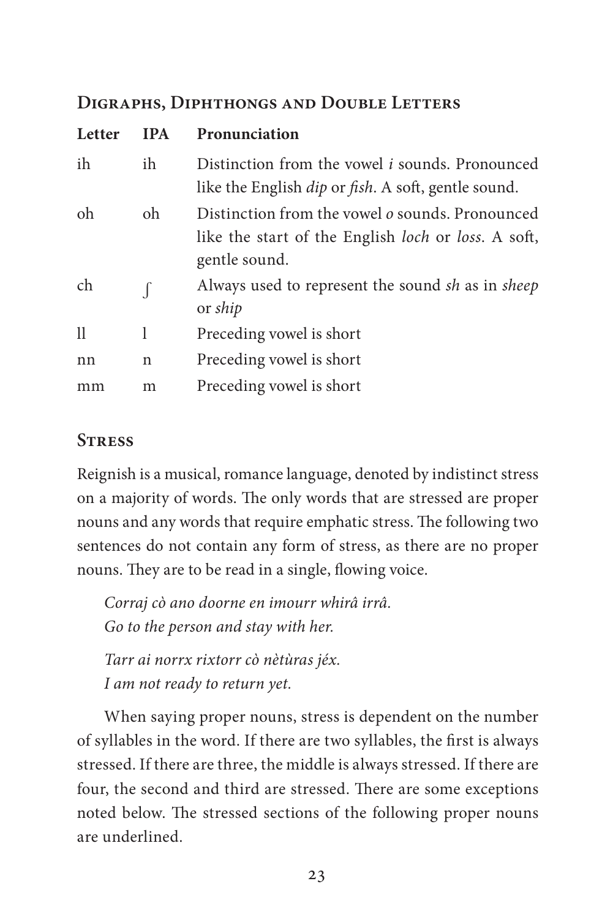## Digraphs, Diphthongs and Double Letters

| Letter | IPA | Pronunciation |
|---|---|---|
| ih | ih | Distinction from the vowel *i* sounds. Pronounced like the English *dip* or *fish*. A soft, gentle sound. |
| oh | oh | Distinction from the vowel *o* sounds. Pronounced like the start of the English *loch* or *loss*. A soft, gentle sound. |
| ch | ʃ | Always used to represent the sound *sh* as in *sheep* or *ship* |
| ll | l | Preceding vowel is short |
| nn | n | Preceding vowel is short |
| mm | m | Preceding vowel is short |

## Stress

Reignish is a musical, romance language, denoted by indistinct stress on a majority of words. The only words that are stressed are proper nouns and any words that require emphatic stress. The following two sentences do not contain any form of stress, as there are no proper nouns. They are to be read in a single, flowing voice.

*Corraj cò ano doorne en imourr whirâ irrâ.*
*Go to the person and stay with her.*

*Tarr ai norrx rixtorr cò nètùras jéx.*
*I am not ready to return yet.*

When saying proper nouns, stress is dependent on the number of syllables in the word. If there are two syllables, the first is always stressed. If there are three, the middle is always stressed. If there are four, the second and third are stressed. There are some exceptions noted below. The stressed sections of the following proper nouns are underlined.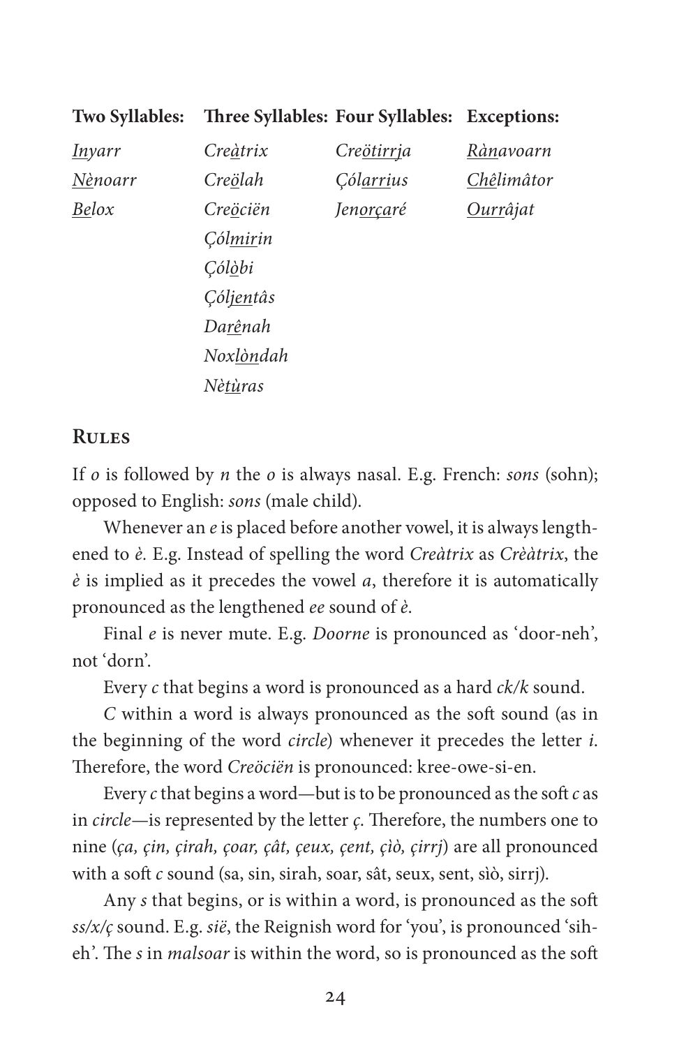| **Two Syllables:** | **Three Syllables:** | **Four Syllables:** | **Exceptions:** |
|---|---|---|---|
| *<u>In</u>yarr* | *Cre<u>à</u>trix* | *Cre<u>ötirr</u>ja* | *<u>Ràn</u>avoarn* |
| *<u>Nè</u>noarr* | *Cre<u>ö</u>lah* | *Çól<u>arri</u>us* | *<u>Chê</u>limâtor* |
| *<u>Be</u>lox* | *Cre<u>ö</u>cïën* | *Jen<u>orça</u>ré* | *<u>Ourr</u>âjat* |
| | *Çól<u>mir</u>in* | | |
| | *Çól<u>ò</u>bi* | | |
| | *Çól<u>jen</u>tâs* | | |
| | *Dar<u>ê</u>nah* | | |
| | *Noxl<u>òn</u>dah* | | |
| | *Nèt<u>ù</u>ras* | | |

## Rules

If *o* is followed by *n* the *o* is always nasal. E.g. French: *sons* (sohn); opposed to English: *sons* (male child).

Whenever an *e* is placed before another vowel, it is always lengthened to *è*. E.g. Instead of spelling the word *Creàtrix* as *Crèàtrix*, the *è* is implied as it precedes the vowel *a*, therefore it is automatically pronounced as the lengthened *ee* sound of *è*.

Final *e* is never mute. E.g. *Doorne* is pronounced as 'door-neh', not 'dorn'.

Every *c* that begins a word is pronounced as a hard *ck/k* sound.

*C* within a word is always pronounced as the soft sound (as in the beginning of the word *circle*) whenever it precedes the letter *i*. Therefore, the word *Creöciën* is pronounced: kree-owe-si-en.

Every *c* that begins a word—but is to be pronounced as the soft *c* as in *circle*—is represented by the letter *ç*. Therefore, the numbers one to nine (*ça, çin, çirah, çoar, çât, çeux, çent, çìò, çirrj*) are all pronounced with a soft *c* sound (sa, sin, sirah, soar, sât, seux, sent, sìò, sirrj).

Any *s* that begins, or is within a word, is pronounced as the soft *ss/x/ç* sound. E.g. *sië*, the Reignish word for 'you', is pronounced 'sih-eh'. The *s* in *malsoar* is within the word, so is pronounced as the soft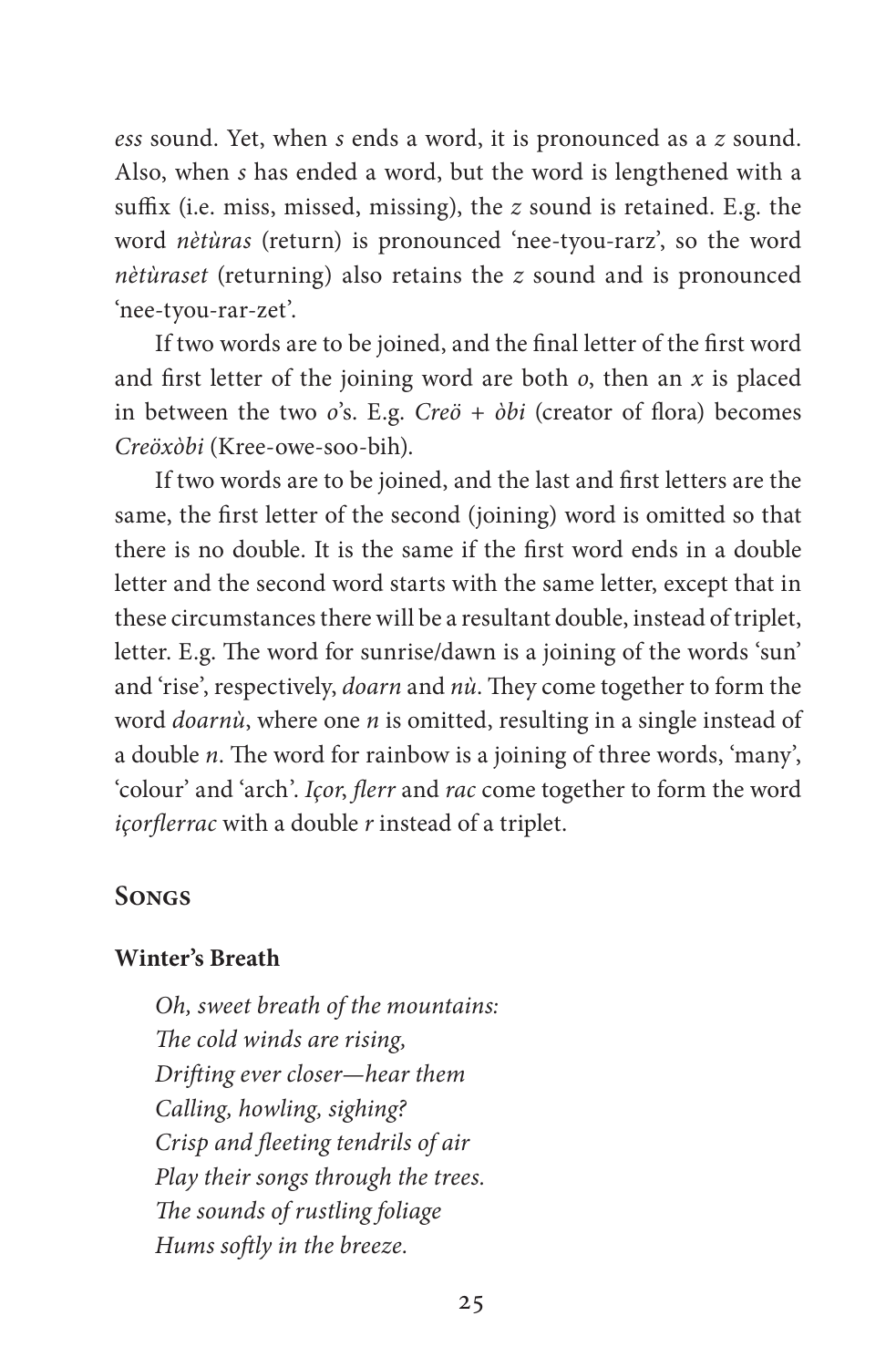*ess* sound. Yet, when *s* ends a word, it is pronounced as a *z* sound. Also, when *s* has ended a word, but the word is lengthened with a suffix (i.e. miss, missed, missing), the *z* sound is retained. E.g. the word *nètùras* (return) is pronounced 'nee-tyou-rarz', so the word *nètùraset* (returning) also retains the *z* sound and is pronounced 'nee-tyou-rar-zet'.

If two words are to be joined, and the final letter of the first word and first letter of the joining word are both *o*, then an *x* is placed in between the two *o*'s. E.g. *Creö + òbi* (creator of flora) becomes *Creöxòbi* (Kree-owe-soo-bih).

If two words are to be joined, and the last and first letters are the same, the first letter of the second (joining) word is omitted so that there is no double. It is the same if the first word ends in a double letter and the second word starts with the same letter, except that in these circumstances there will be a resultant double, instead of triplet, letter. E.g. The word for sunrise/dawn is a joining of the words 'sun' and 'rise', respectively, *doarn* and *nù*. They come together to form the word *doarnù*, where one *n* is omitted, resulting in a single instead of a double *n*. The word for rainbow is a joining of three words, 'many', 'colour' and 'arch'. *Içor*, *flerr* and *rac* come together to form the word *içorflerrac* with a double *r* instead of a triplet.

## Songs

### Winter's Breath

*Oh, sweet breath of the mountains:*
*The cold winds are rising,*
*Drifting ever closer—hear them*
*Calling, howling, sighing?*
*Crisp and fleeting tendrils of air*
*Play their songs through the trees.*
*The sounds of rustling foliage*
*Hums softly in the breeze.*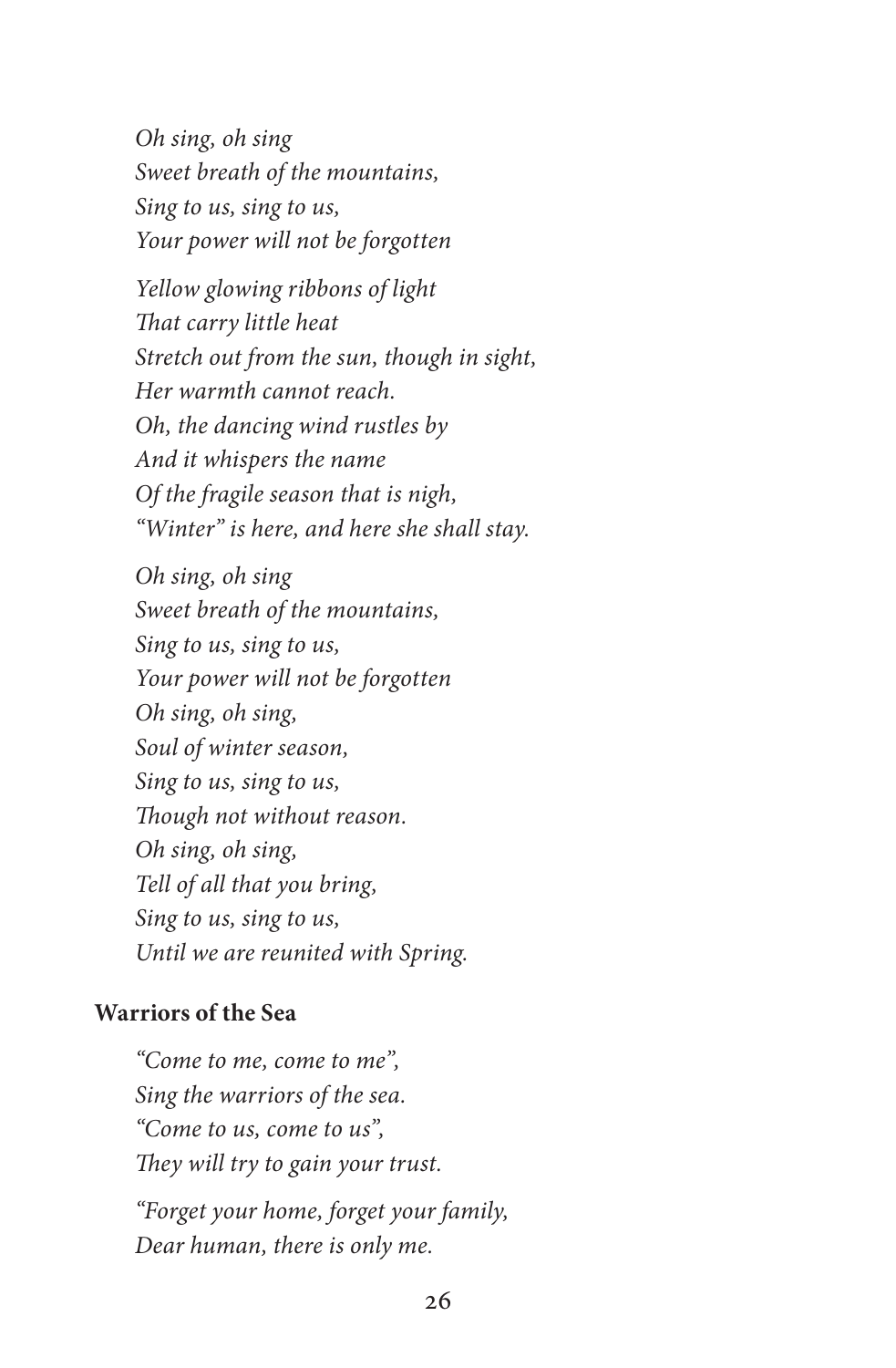*Oh sing, oh sing*
*Sweet breath of the mountains,*
*Sing to us, sing to us,*
*Your power will not be forgotten*

*Yellow glowing ribbons of light*
*That carry little heat*
*Stretch out from the sun, though in sight,*
*Her warmth cannot reach.*
*Oh, the dancing wind rustles by*
*And it whispers the name*
*Of the fragile season that is nigh,*
*"Winter" is here, and here she shall stay.*

*Oh sing, oh sing*
*Sweet breath of the mountains,*
*Sing to us, sing to us,*
*Your power will not be forgotten*
*Oh sing, oh sing,*
*Soul of winter season,*
*Sing to us, sing to us,*
*Though not without reason.*
*Oh sing, oh sing,*
*Tell of all that you bring,*
*Sing to us, sing to us,*
*Until we are reunited with Spring.*

**Warriors of the Sea**

*"Come to me, come to me",*
*Sing the warriors of the sea.*
*"Come to us, come to us",*
*They will try to gain your trust.*

*"Forget your home, forget your family,*
*Dear human, there is only me.*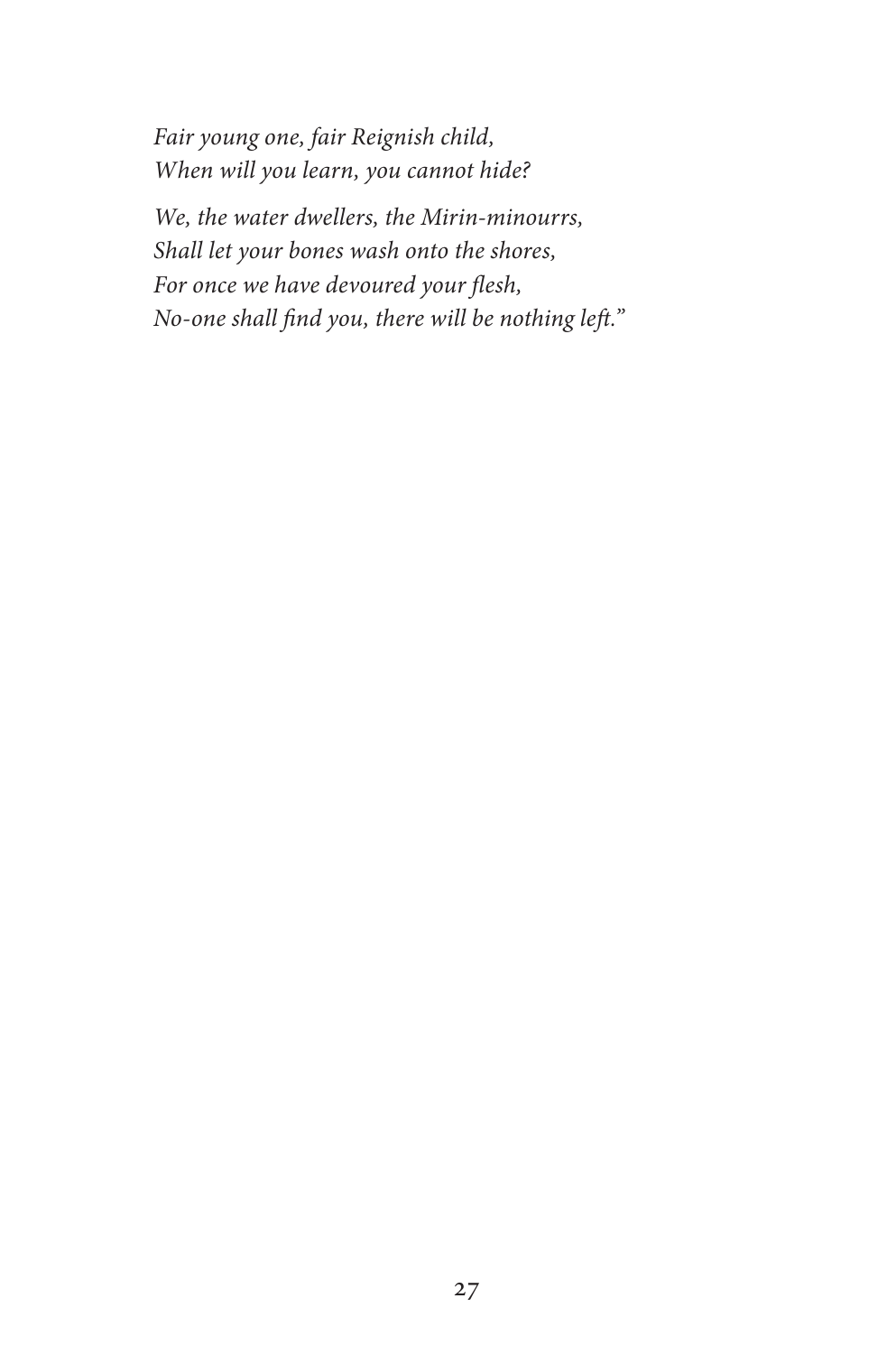*Fair young one, fair Reignish child,*
*When will you learn, you cannot hide?*

*We, the water dwellers, the Mirin-minourrs,*
*Shall let your bones wash onto the shores,*
*For once we have devoured your flesh,*
*No-one shall find you, there will be nothing left.”*